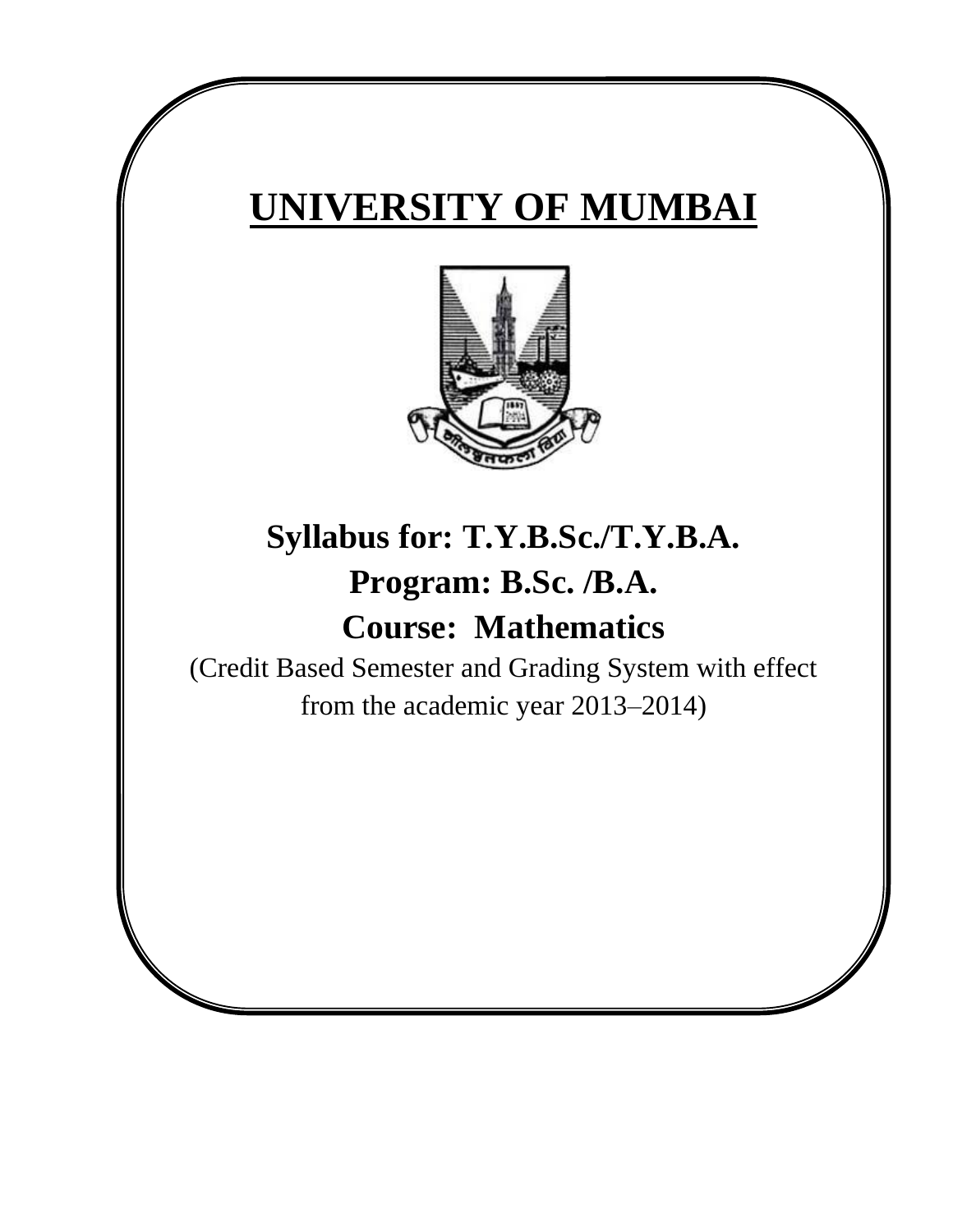# UNIVERSITY OF MUMBAI

## Syllabus for: T.Y.B.Sc./T.Y.B.A.

## Program: B.Sc. /B.A.

## Course: Mathematics

(Credit Based Semester and Grading System with effect from the academic year 2013–2014)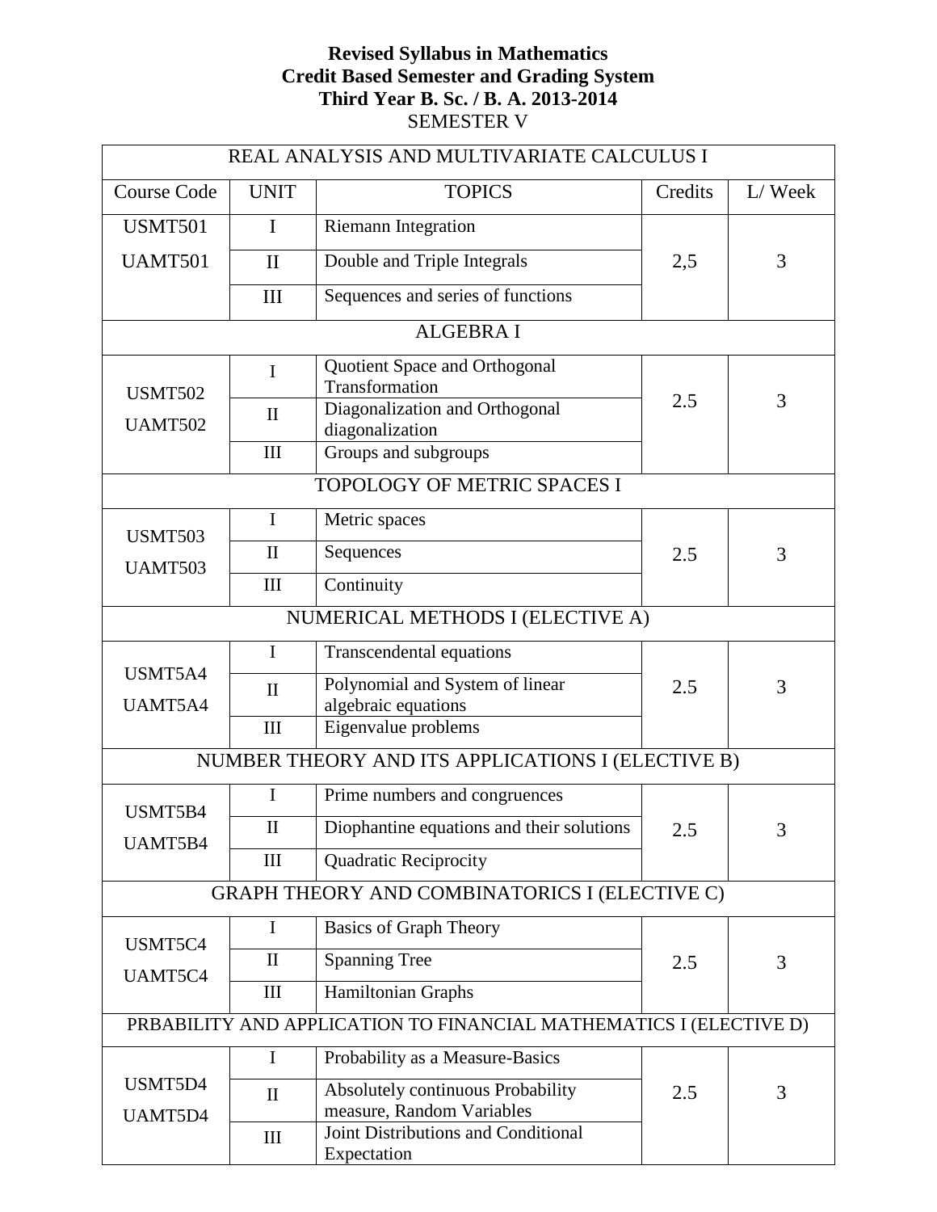**Revised Syllabus in Mathematics**
**Credit Based Semester and Grading System**
**Third Year B. Sc. / B. A. 2013-2014**
SEMESTER V

| Course Code | UNIT | TOPICS | Credits | L/ Week |
|---|---|---|---|---|
| REAL ANALYSIS AND MULTIVARIATE CALCULUS I | | | | |
| USMT501 UAMT501 | I | Riemann Integration | 2,5 | 3 |
| | II | Double and Triple Integrals | | |
| | III | Sequences and series of functions | | |
| ALGEBRA I | | | | |
| USMT502 UAMT502 | I | Quotient Space and Orthogonal Transformation | 2.5 | 3 |
| | II | Diagonalization and Orthogonal diagonalization | | |
| | III | Groups and subgroups | | |
| TOPOLOGY OF METRIC SPACES I | | | | |
| USMT503 UAMT503 | I | Metric spaces | 2.5 | 3 |
| | II | Sequences | | |
| | III | Continuity | | |
| NUMERICAL METHODS I (ELECTIVE A) | | | | |
| USMT5A4 UAMT5A4 | I | Transcendental equations | 2.5 | 3 |
| | II | Polynomial and System of linear algebraic equations | | |
| | III | Eigenvalue problems | | |
| NUMBER THEORY AND ITS APPLICATIONS I (ELECTIVE B) | | | | |
| USMT5B4 UAMT5B4 | I | Prime numbers and congruences | 2.5 | 3 |
| | II | Diophantine equations and their solutions | | |
| | III | Quadratic Reciprocity | | |
| GRAPH THEORY AND COMBINATORICS I (ELECTIVE C) | | | | |
| USMT5C4 UAMT5C4 | I | Basics of Graph Theory | 2.5 | 3 |
| | II | Spanning Tree | | |
| | III | Hamiltonian Graphs | | |
| PRBABILITY AND APPLICATION TO FINANCIAL MATHEMATICS I (ELECTIVE D) | | | | |
| USMT5D4 UAMT5D4 | I | Probability as a Measure-Basics | 2.5 | 3 |
| | II | Absolutely continuous Probability measure, Random Variables | | |
| | III | Joint Distributions and Conditional Expectation | | |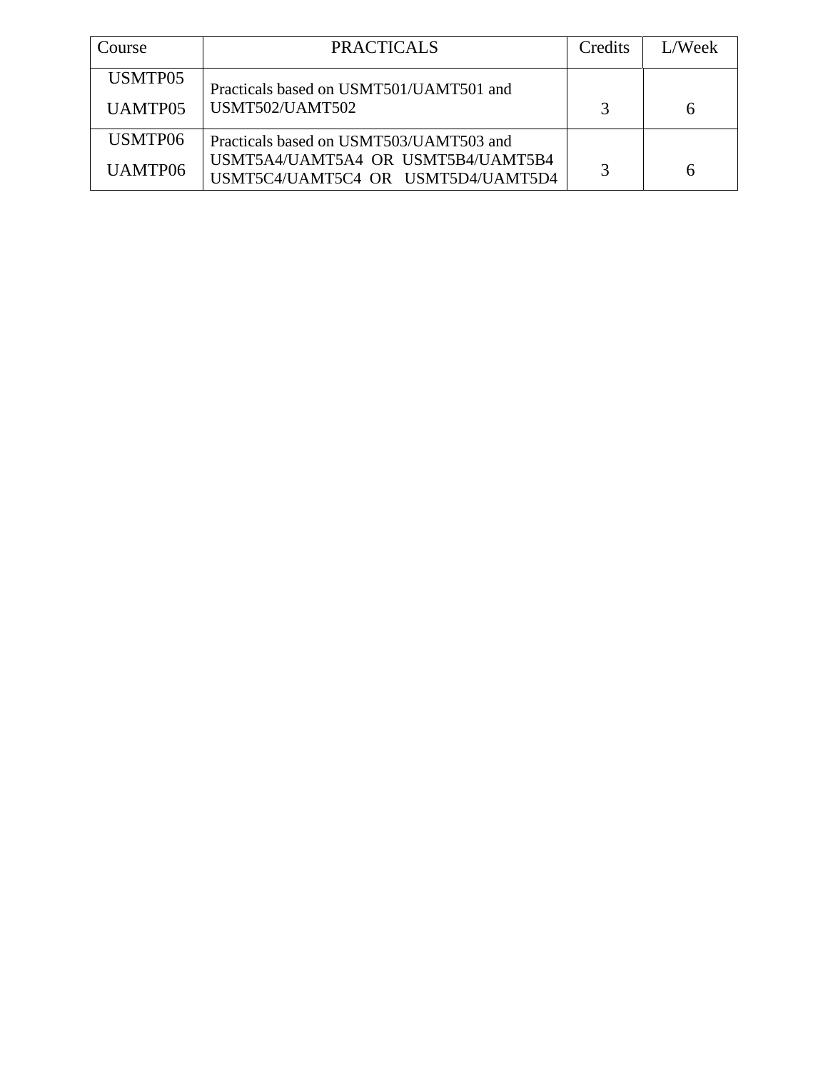| Course | PRACTICALS | Credits | L/Week |
|---|---|---|---|
| USMTP05<br>UAMTP05 | Practicals based on USMT501/UAMT501 and USMT502/UAMT502 | 3 | 6 |
| USMTP06<br>UAMTP06 | Practicals based on USMT503/UAMT503 and USMT5A4/UAMT5A4 OR USMT5B4/UAMT5B4 USMT5C4/UAMT5C4 OR USMT5D4/UAMT5D4 | 3 | 6 |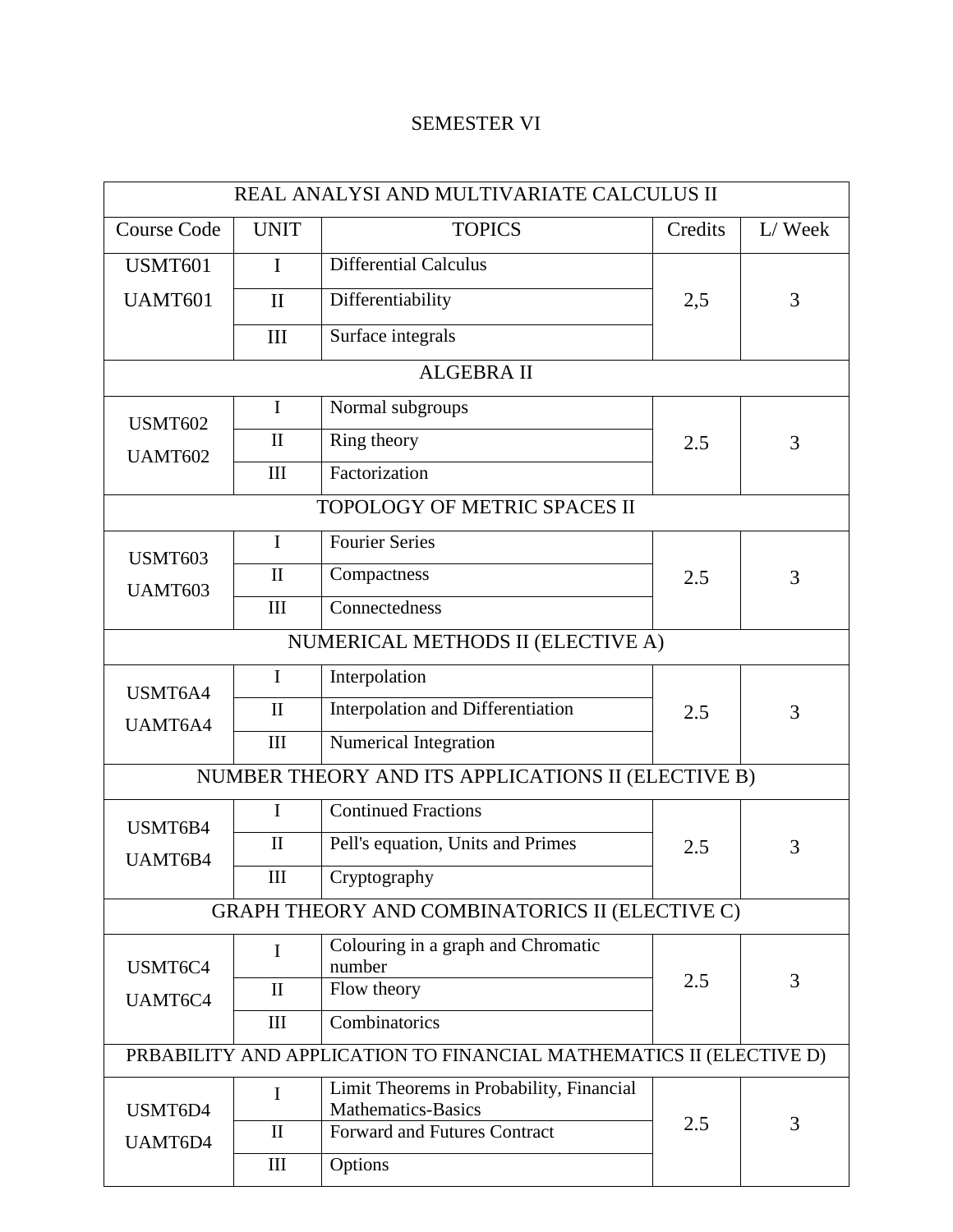SEMESTER VI

| REAL ANALYSI AND MULTIVARIATE CALCULUS II | | | | |
|---|---|---|---|---|
| Course Code | UNIT | TOPICS | Credits | L/ Week |
| USMT601 UAMT601 | I | Differential Calculus | 2,5 | 3 |
| | II | Differentiability | | |
| | III | Surface integrals | | |
| ALGEBRA II | | | | |
| USMT602 UAMT602 | I | Normal subgroups | 2.5 | 3 |
| | II | Ring theory | | |
| | III | Factorization | | |
| TOPOLOGY OF METRIC SPACES II | | | | |
| USMT603 UAMT603 | I | Fourier Series | 2.5 | 3 |
| | II | Compactness | | |
| | III | Connectedness | | |
| NUMERICAL METHODS II (ELECTIVE A) | | | | |
| USMT6A4 UAMT6A4 | I | Interpolation | 2.5 | 3 |
| | II | Interpolation and Differentiation | | |
| | III | Numerical Integration | | |
| NUMBER THEORY AND ITS APPLICATIONS II (ELECTIVE B) | | | | |
| USMT6B4 UAMT6B4 | I | Continued Fractions | 2.5 | 3 |
| | II | Pell's equation, Units and Primes | | |
| | III | Cryptography | | |
| GRAPH THEORY AND COMBINATORICS II (ELECTIVE C) | | | | |
| USMT6C4 UAMT6C4 | I | Colouring in a graph and Chromatic number | 2.5 | 3 |
| | II | Flow theory | | |
| | III | Combinatorics | | |
| PRBABILITY AND APPLICATION TO FINANCIAL MATHEMATICS II (ELECTIVE D) | | | | |
| USMT6D4 UAMT6D4 | I | Limit Theorems in Probability, Financial Mathematics-Basics | 2.5 | 3 |
| | II | Forward and Futures Contract | | |
| | III | Options | | |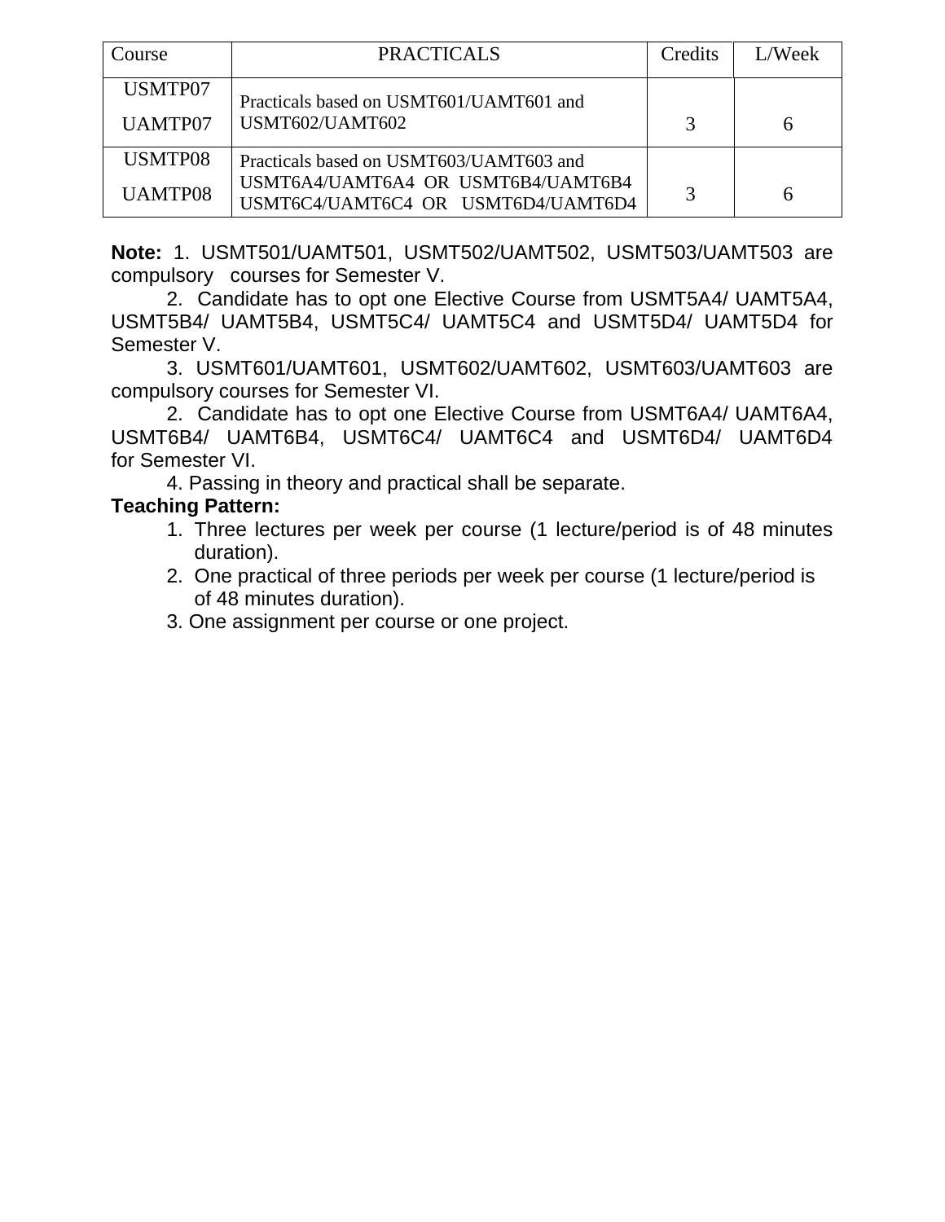| Course | PRACTICALS | Credits | L/Week |
|---|---|---|---|
| USMTP07<br>UAMTP07 | Practicals based on USMT601/UAMT601 and USMT602/UAMT602 | 3 | 6 |
| USMTP08<br>UAMTP08 | Practicals based on USMT603/UAMT603 and USMT6A4/UAMT6A4 OR USMT6B4/UAMT6B4 USMT6C4/UAMT6C4 OR USMT6D4/UAMT6D4 | 3 | 6 |

**Note:** 1. USMT501/UAMT501, USMT502/UAMT502, USMT503/UAMT503 are compulsory courses for Semester V.

2. Candidate has to opt one Elective Course from USMT5A4/ UAMT5A4, USMT5B4/ UAMT5B4, USMT5C4/ UAMT5C4 and USMT5D4/ UAMT5D4 for Semester V.

3. USMT601/UAMT601, USMT602/UAMT602, USMT603/UAMT603 are compulsory courses for Semester VI.

2. Candidate has to opt one Elective Course from USMT6A4/ UAMT6A4, USMT6B4/ UAMT6B4, USMT6C4/ UAMT6C4 and USMT6D4/ UAMT6D4 for Semester VI.

4. Passing in theory and practical shall be separate.

**Teaching Pattern:**

1. Three lectures per week per course (1 lecture/period is of 48 minutes duration).
2. One practical of three periods per week per course (1 lecture/period is of 48 minutes duration).
3. One assignment per course or one project.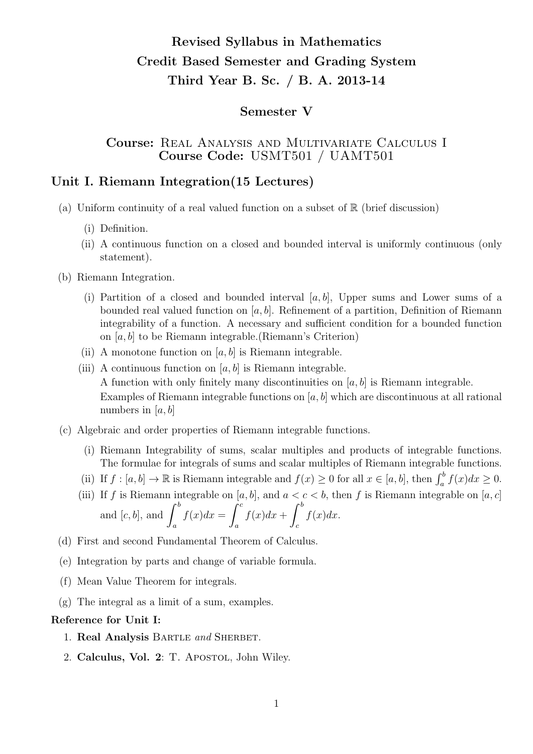# Revised Syllabus in Mathematics
# Credit Based Semester and Grading System
# Third Year B. Sc. / B. A. 2013-14

## Semester V

### Course: Real Analysis and Multivariate Calculus I
### Course Code: USMT501 / UAMT501

## Unit I. Riemann Integration(15 Lectures)

(a) Uniform continuity of a real valued function on a subset of $\mathbb{R}$ (brief discussion)

  (i) Definition.

  (ii) A continuous function on a closed and bounded interval is uniformly continuous (only statement).

(b) Riemann Integration.

  (i) Partition of a closed and bounded interval $[a, b]$, Upper sums and Lower sums of a bounded real valued function on $[a, b]$. Refinement of a partition, Definition of Riemann integrability of a function. A necessary and sufficient condition for a bounded function on $[a, b]$ to be Riemann integrable.(Riemann's Criterion)

  (ii) A monotone function on $[a, b]$ is Riemann integrable.

  (iii) A continuous function on $[a, b]$ is Riemann integrable.
  A function with only finitely many discontinuities on $[a, b]$ is Riemann integrable.
  Examples of Riemann integrable functions on $[a, b]$ which are discontinuous at all rational numbers in $[a, b]$

(c) Algebraic and order properties of Riemann integrable functions.

  (i) Riemann Integrability of sums, scalar multiples and products of integrable functions. The formulae for integrals of sums and scalar multiples of Riemann integrable functions.

  (ii) If $f : [a, b] \to \mathbb{R}$ is Riemann integrable and $f(x) \geq 0$ for all $x \in [a, b]$, then $\int_a^b f(x)dx \geq 0$.

  (iii) If $f$ is Riemann integrable on $[a, b]$, and $a < c < b$, then $f$ is Riemann integrable on $[a, c]$ and $[c, b]$, and $\displaystyle\int_a^b f(x)dx = \int_a^c f(x)dx + \int_c^b f(x)dx$.

(d) First and second Fundamental Theorem of Calculus.

(e) Integration by parts and change of variable formula.

(f) Mean Value Theorem for integrals.

(g) The integral as a limit of a sum, examples.

**Reference for Unit I:**

1. **Real Analysis** Bartle *and* Sherbet.
2. **Calculus, Vol. 2**: T. Apostol, John Wiley.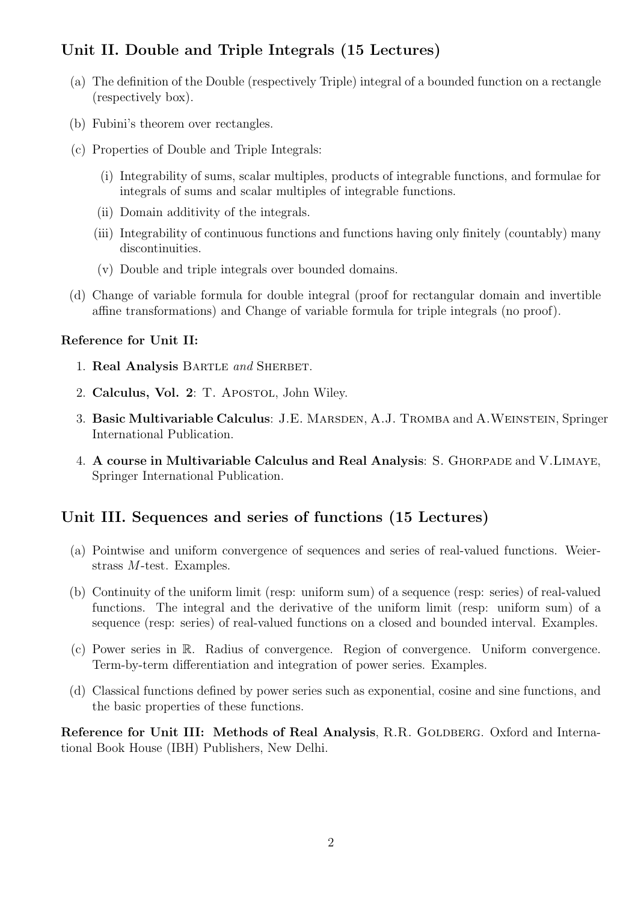## Unit II. Double and Triple Integrals (15 Lectures)

(a) The definition of the Double (respectively Triple) integral of a bounded function on a rectangle (respectively box).

(b) Fubini's theorem over rectangles.

(c) Properties of Double and Triple Integrals:

  (i) Integrability of sums, scalar multiples, products of integrable functions, and formulae for integrals of sums and scalar multiples of integrable functions.

  (ii) Domain additivity of the integrals.

  (iii) Integrability of continuous functions and functions having only finitely (countably) many discontinuities.

  (v) Double and triple integrals over bounded domains.

(d) Change of variable formula for double integral (proof for rectangular domain and invertible affine transformations) and Change of variable formula for triple integrals (no proof).

**Reference for Unit II:**

1. **Real Analysis** Bartle *and* Sherbet.
2. **Calculus, Vol. 2**: T. Apostol, John Wiley.
3. **Basic Multivariable Calculus**: J.E. Marsden, A.J. Tromba and A.Weinstein, Springer International Publication.
4. **A course in Multivariable Calculus and Real Analysis**: S. Ghorpade and V.Limaye, Springer International Publication.

## Unit III. Sequences and series of functions (15 Lectures)

(a) Pointwise and uniform convergence of sequences and series of real-valued functions. Weierstrass $M$-test. Examples.

(b) Continuity of the uniform limit (resp: uniform sum) of a sequence (resp: series) of real-valued functions. The integral and the derivative of the uniform limit (resp: uniform sum) of a sequence (resp: series) of real-valued functions on a closed and bounded interval. Examples.

(c) Power series in $\mathbb{R}$. Radius of convergence. Region of convergence. Uniform convergence. Term-by-term differentiation and integration of power series. Examples.

(d) Classical functions defined by power series such as exponential, cosine and sine functions, and the basic properties of these functions.

**Reference for Unit III: Methods of Real Analysis**, R.R. Goldberg. Oxford and International Book House (IBH) Publishers, New Delhi.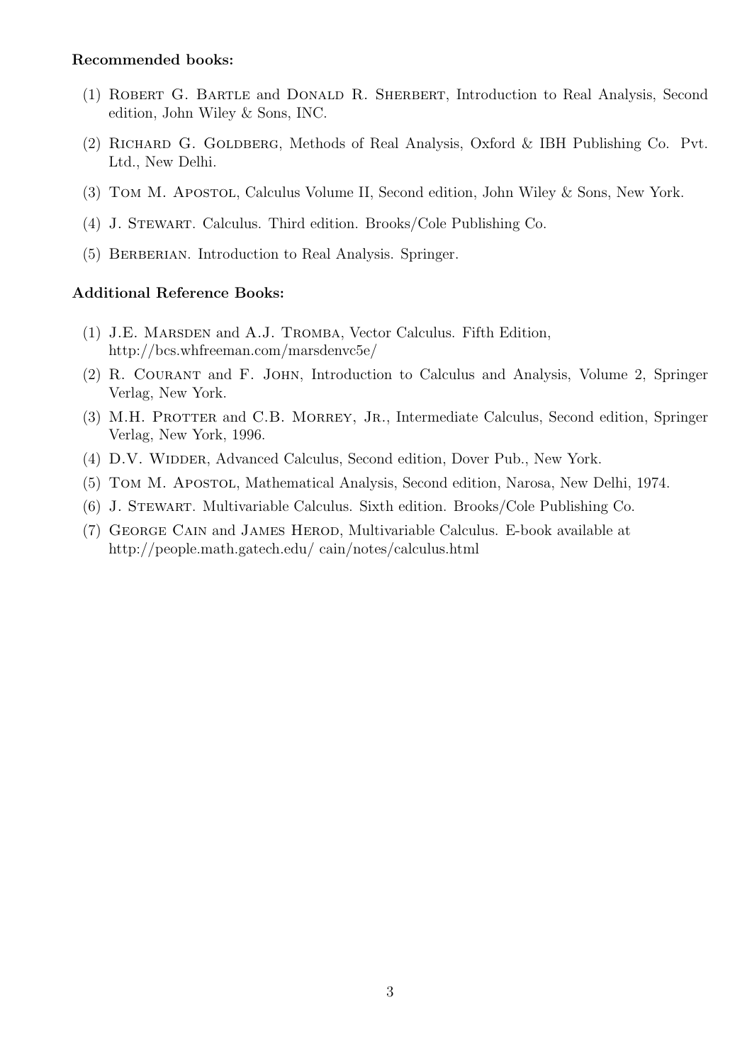**Recommended books:**

(1) Robert G. Bartle and Donald R. Sherbert, Introduction to Real Analysis, Second edition, John Wiley & Sons, INC.

(2) Richard G. Goldberg, Methods of Real Analysis, Oxford & IBH Publishing Co. Pvt. Ltd., New Delhi.

(3) Tom M. Apostol, Calculus Volume II, Second edition, John Wiley & Sons, New York.

(4) J. Stewart. Calculus. Third edition. Brooks/Cole Publishing Co.

(5) Berberian. Introduction to Real Analysis. Springer.

**Additional Reference Books:**

(1) J.E. Marsden and A.J. Tromba, Vector Calculus. Fifth Edition, http://bcs.whfreeman.com/marsdenvc5e/

(2) R. Courant and F. John, Introduction to Calculus and Analysis, Volume 2, Springer Verlag, New York.

(3) M.H. Protter and C.B. Morrey, Jr., Intermediate Calculus, Second edition, Springer Verlag, New York, 1996.

(4) D.V. Widder, Advanced Calculus, Second edition, Dover Pub., New York.

(5) Tom M. Apostol, Mathematical Analysis, Second edition, Narosa, New Delhi, 1974.

(6) J. Stewart. Multivariable Calculus. Sixth edition. Brooks/Cole Publishing Co.

(7) George Cain and James Herod, Multivariable Calculus. E-book available at http://people.math.gatech.edu/ cain/notes/calculus.html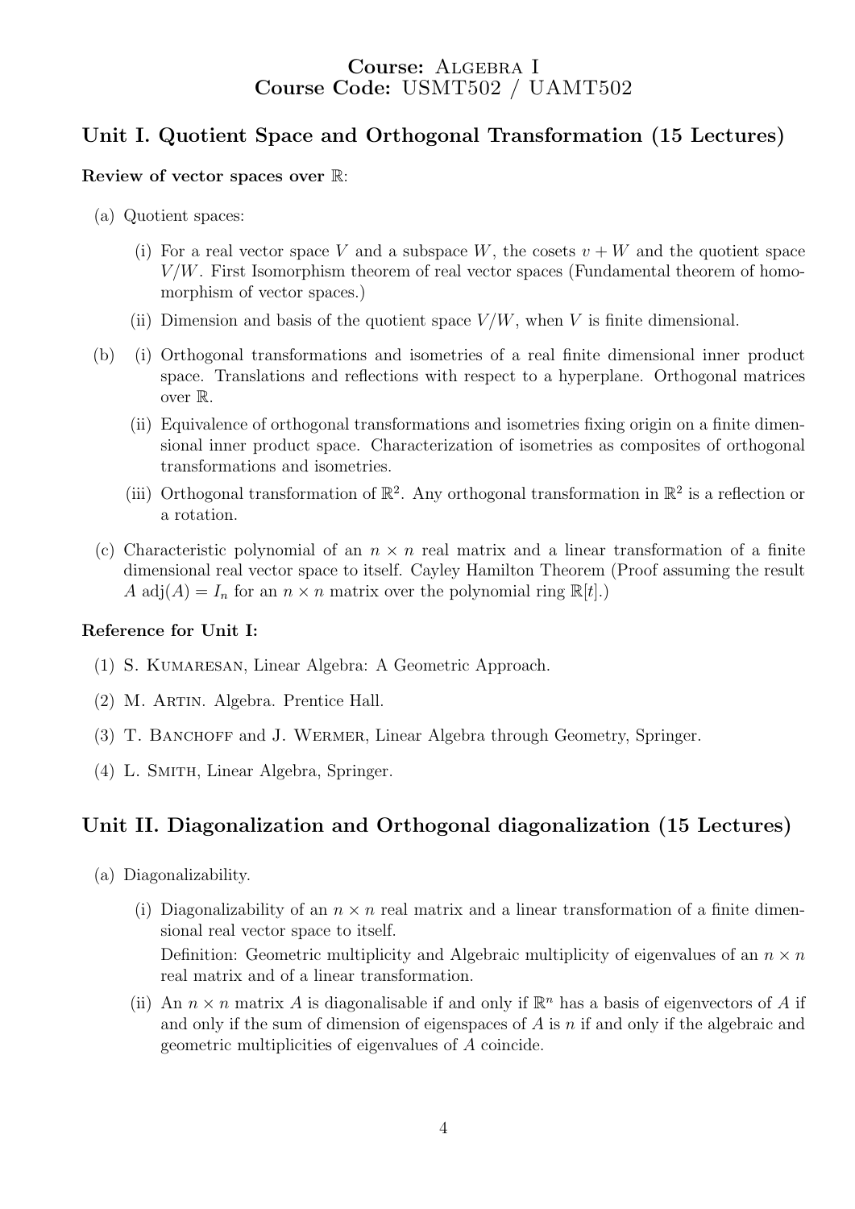**Course:** Algebra I
**Course Code:** USMT502 / UAMT502

## Unit I. Quotient Space and Orthogonal Transformation (15 Lectures)

**Review of vector spaces over $\mathbb{R}$:**

(a) Quotient spaces:

(i) For a real vector space $V$ and a subspace $W$, the cosets $v + W$ and the quotient space $V/W$. First Isomorphism theorem of real vector spaces (Fundamental theorem of homomorphism of vector spaces.)

(ii) Dimension and basis of the quotient space $V/W$, when $V$ is finite dimensional.

(b) (i) Orthogonal transformations and isometries of a real finite dimensional inner product space. Translations and reflections with respect to a hyperplane. Orthogonal matrices over $\mathbb{R}$.

(ii) Equivalence of orthogonal transformations and isometries fixing origin on a finite dimensional inner product space. Characterization of isometries as composites of orthogonal transformations and isometries.

(iii) Orthogonal transformation of $\mathbb{R}^2$. Any orthogonal transformation in $\mathbb{R}^2$ is a reflection or a rotation.

(c) Characteristic polynomial of an $n \times n$ real matrix and a linear transformation of a finite dimensional real vector space to itself. Cayley Hamilton Theorem (Proof assuming the result $A \operatorname{adj}(A) = I_n$ for an $n \times n$ matrix over the polynomial ring $\mathbb{R}[t]$.)

**Reference for Unit I:**

(1) S. Kumaresan, Linear Algebra: A Geometric Approach.

(2) M. Artin. Algebra. Prentice Hall.

(3) T. Banchoff and J. Wermer, Linear Algebra through Geometry, Springer.

(4) L. Smith, Linear Algebra, Springer.

## Unit II. Diagonalization and Orthogonal diagonalization (15 Lectures)

(a) Diagonalizability.

(i) Diagonalizability of an $n \times n$ real matrix and a linear transformation of a finite dimensional real vector space to itself.
Definition: Geometric multiplicity and Algebraic multiplicity of eigenvalues of an $n \times n$ real matrix and of a linear transformation.

(ii) An $n \times n$ matrix $A$ is diagonalisable if and only if $\mathbb{R}^n$ has a basis of eigenvectors of $A$ if and only if the sum of dimension of eigenspaces of $A$ is $n$ if and only if the algebraic and geometric multiplicities of eigenvalues of $A$ coincide.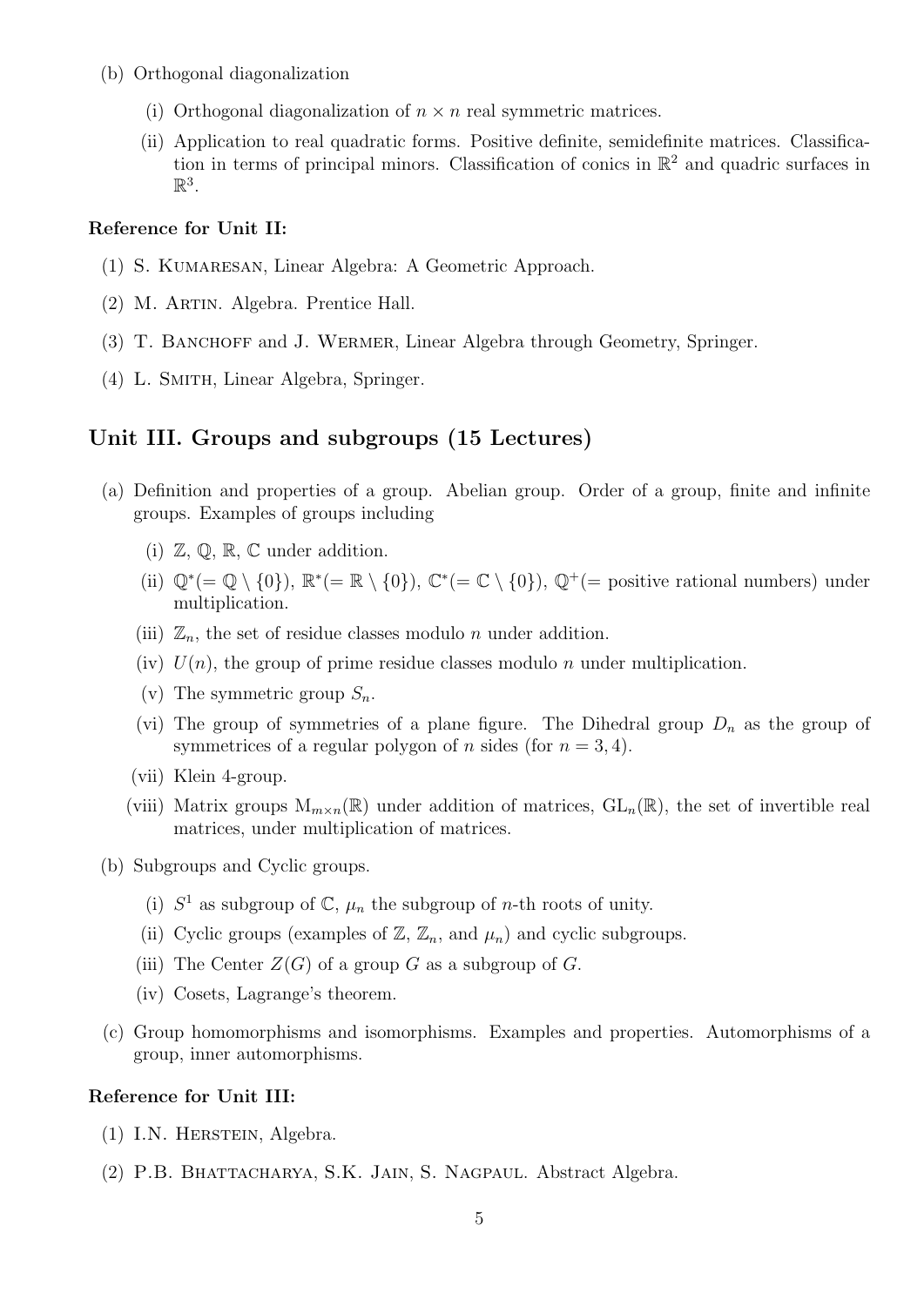(b) Orthogonal diagonalization

  (i) Orthogonal diagonalization of $n \times n$ real symmetric matrices.

  (ii) Application to real quadratic forms. Positive definite, semidefinite matrices. Classification in terms of principal minors. Classification of conics in $\mathbb{R}^2$ and quadric surfaces in $\mathbb{R}^3$.

**Reference for Unit II:**

(1) S. Kumaresan, Linear Algebra: A Geometric Approach.

(2) M. Artin. Algebra. Prentice Hall.

(3) T. Banchoff and J. Wermer, Linear Algebra through Geometry, Springer.

(4) L. Smith, Linear Algebra, Springer.

## Unit III. Groups and subgroups (15 Lectures)

(a) Definition and properties of a group. Abelian group. Order of a group, finite and infinite groups. Examples of groups including

  (i) $\mathbb{Z}$, $\mathbb{Q}$, $\mathbb{R}$, $\mathbb{C}$ under addition.

  (ii) $\mathbb{Q}^*(= \mathbb{Q} \setminus \{0\})$, $\mathbb{R}^*(= \mathbb{R} \setminus \{0\})$, $\mathbb{C}^*(= \mathbb{C} \setminus \{0\})$, $\mathbb{Q}^+$(= positive rational numbers) under multiplication.

  (iii) $\mathbb{Z}_n$, the set of residue classes modulo $n$ under addition.

  (iv) $U(n)$, the group of prime residue classes modulo $n$ under multiplication.

  (v) The symmetric group $S_n$.

  (vi) The group of symmetries of a plane figure. The Dihedral group $D_n$ as the group of symmetrices of a regular polygon of $n$ sides (for $n = 3, 4$).

  (vii) Klein 4-group.

  (viii) Matrix groups $\mathrm{M}_{m \times n}(\mathbb{R})$ under addition of matrices, $\mathrm{GL}_n(\mathbb{R})$, the set of invertible real matrices, under multiplication of matrices.

(b) Subgroups and Cyclic groups.

  (i) $S^1$ as subgroup of $\mathbb{C}$, $\mu_n$ the subgroup of $n$-th roots of unity.

  (ii) Cyclic groups (examples of $\mathbb{Z}$, $\mathbb{Z}_n$, and $\mu_n$) and cyclic subgroups.

  (iii) The Center $Z(G)$ of a group $G$ as a subgroup of $G$.

  (iv) Cosets, Lagrange's theorem.

(c) Group homomorphisms and isomorphisms. Examples and properties. Automorphisms of a group, inner automorphisms.

**Reference for Unit III:**

(1) I.N. Herstein, Algebra.

(2) P.B. Bhattacharya, S.K. Jain, S. Nagpaul. Abstract Algebra.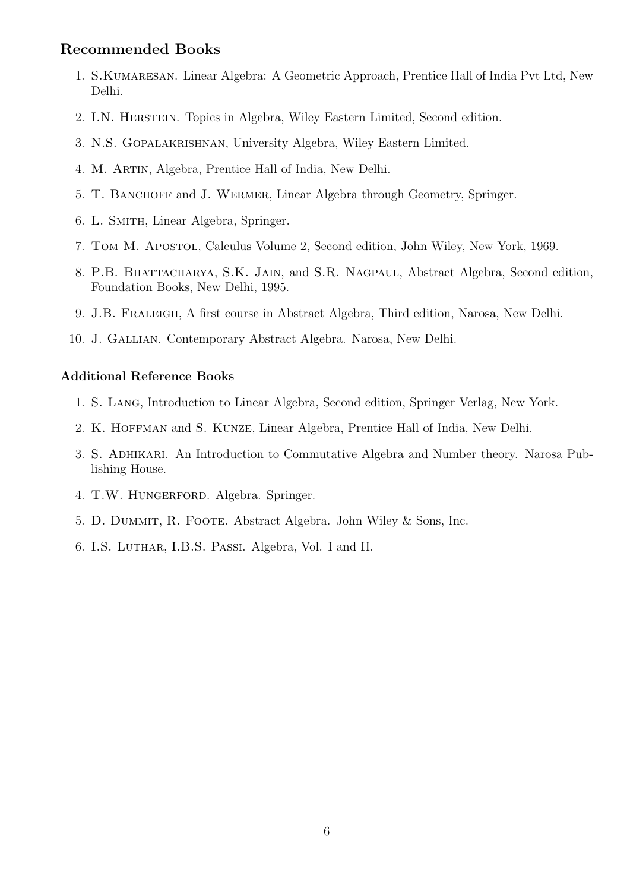## Recommended Books

1. S.Kumaresan. Linear Algebra: A Geometric Approach, Prentice Hall of India Pvt Ltd, New Delhi.
2. I.N. Herstein. Topics in Algebra, Wiley Eastern Limited, Second edition.
3. N.S. Gopalakrishnan, University Algebra, Wiley Eastern Limited.
4. M. Artin, Algebra, Prentice Hall of India, New Delhi.
5. T. Banchoff and J. Wermer, Linear Algebra through Geometry, Springer.
6. L. Smith, Linear Algebra, Springer.
7. Tom M. Apostol, Calculus Volume 2, Second edition, John Wiley, New York, 1969.
8. P.B. Bhattacharya, S.K. Jain, and S.R. Nagpaul, Abstract Algebra, Second edition, Foundation Books, New Delhi, 1995.
9. J.B. Fraleigh, A first course in Abstract Algebra, Third edition, Narosa, New Delhi.
10. J. Gallian. Contemporary Abstract Algebra. Narosa, New Delhi.

### Additional Reference Books

1. S. Lang, Introduction to Linear Algebra, Second edition, Springer Verlag, New York.
2. K. Hoffman and S. Kunze, Linear Algebra, Prentice Hall of India, New Delhi.
3. S. Adhikari. An Introduction to Commutative Algebra and Number theory. Narosa Publishing House.
4. T.W. Hungerford. Algebra. Springer.
5. D. Dummit, R. Foote. Abstract Algebra. John Wiley & Sons, Inc.
6. I.S. Luthar, I.B.S. Passi. Algebra, Vol. I and II.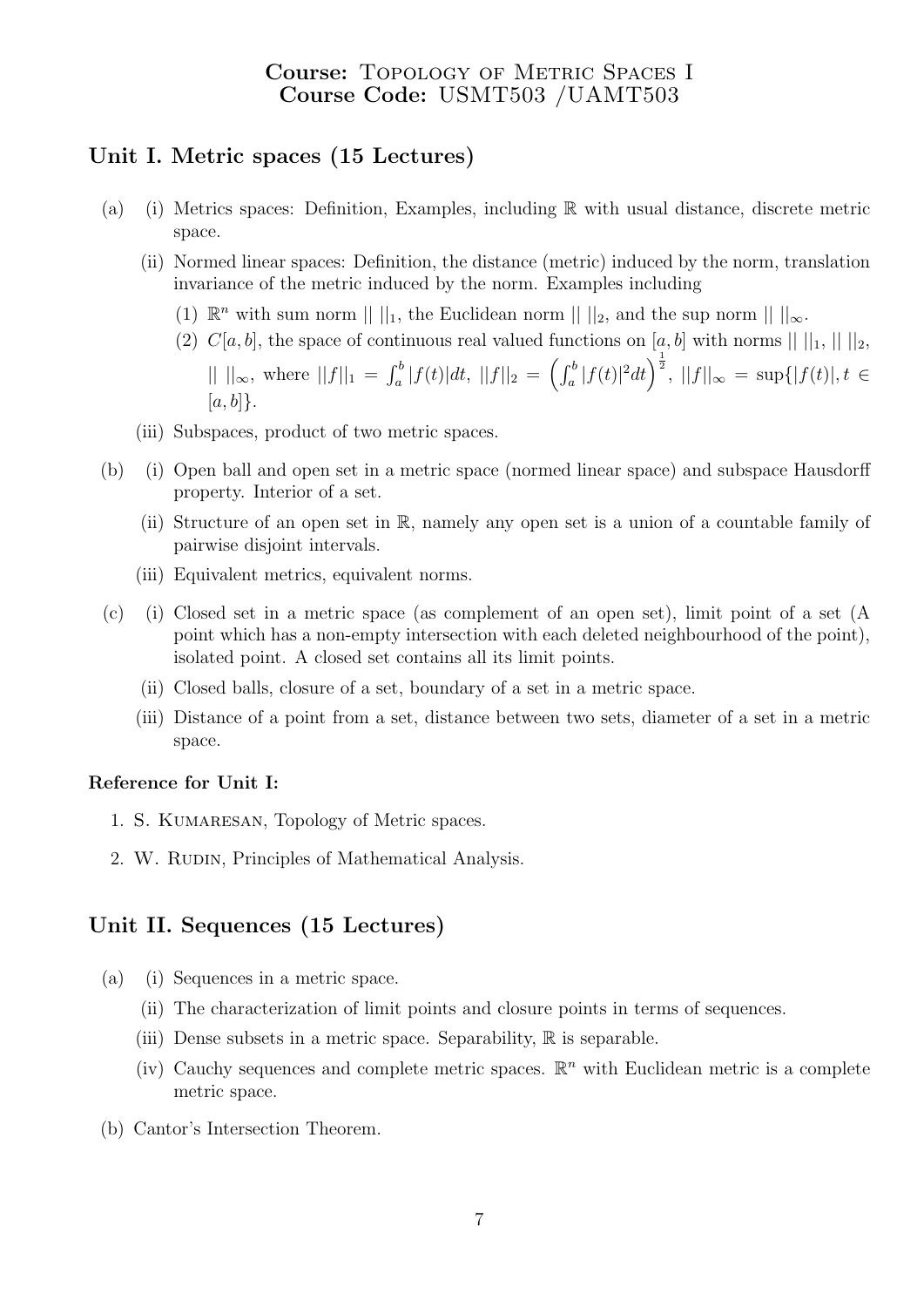**Course:** Topology of Metric Spaces I
**Course Code:** USMT503 /UAMT503

## Unit I. Metric spaces (15 Lectures)

(a) (i) Metrics spaces: Definition, Examples, including $\mathbb{R}$ with usual distance, discrete metric space.

(ii) Normed linear spaces: Definition, the distance (metric) induced by the norm, translation invariance of the metric induced by the norm. Examples including

(1) $\mathbb{R}^n$ with sum norm $|| \, ||_1$, the Euclidean norm $|| \, ||_2$, and the sup norm $|| \, ||_\infty$.

(2) $C[a, b]$, the space of continuous real valued functions on $[a, b]$ with norms $|| \, ||_1$, $|| \, ||_2$, $|| \, ||_\infty$, where $||f||_1 = \int_a^b |f(t)|dt$, $||f||_2 = \left(\int_a^b |f(t)|^2 dt\right)^{\frac{1}{2}}$, $||f||_\infty = \sup\{|f(t)|, t \in [a, b]\}$.

(iii) Subspaces, product of two metric spaces.

(b) (i) Open ball and open set in a metric space (normed linear space) and subspace Hausdorff property. Interior of a set.

(ii) Structure of an open set in $\mathbb{R}$, namely any open set is a union of a countable family of pairwise disjoint intervals.

(iii) Equivalent metrics, equivalent norms.

(c) (i) Closed set in a metric space (as complement of an open set), limit point of a set (A point which has a non-empty intersection with each deleted neighbourhood of the point), isolated point. A closed set contains all its limit points.

(ii) Closed balls, closure of a set, boundary of a set in a metric space.

(iii) Distance of a point from a set, distance between two sets, diameter of a set in a metric space.

**Reference for Unit I:**

1. S. Kumaresan, Topology of Metric spaces.
2. W. Rudin, Principles of Mathematical Analysis.

## Unit II. Sequences (15 Lectures)

(a) (i) Sequences in a metric space.

(ii) The characterization of limit points and closure points in terms of sequences.

(iii) Dense subsets in a metric space. Separability, $\mathbb{R}$ is separable.

(iv) Cauchy sequences and complete metric spaces. $\mathbb{R}^n$ with Euclidean metric is a complete metric space.

(b) Cantor's Intersection Theorem.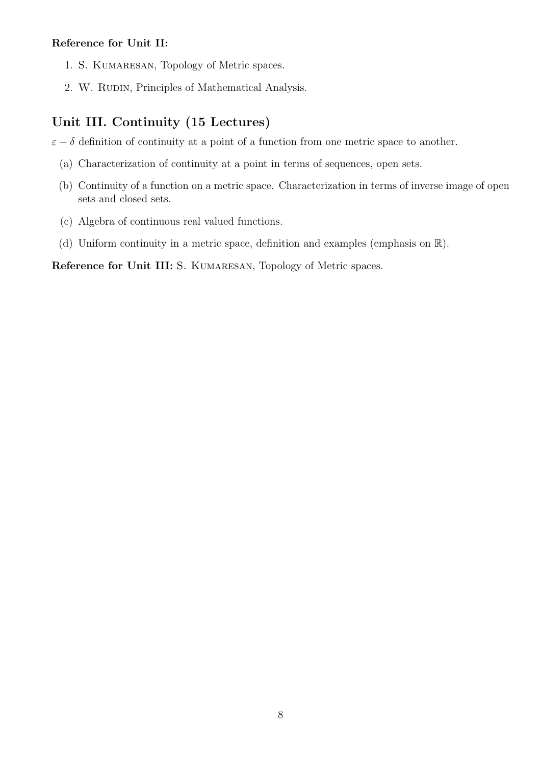**Reference for Unit II:**

1. S. Kumaresan, Topology of Metric spaces.
2. W. Rudin, Principles of Mathematical Analysis.

## Unit III. Continuity (15 Lectures)

$\varepsilon - \delta$ definition of continuity at a point of a function from one metric space to another.

(a) Characterization of continuity at a point in terms of sequences, open sets.

(b) Continuity of a function on a metric space. Characterization in terms of inverse image of open sets and closed sets.

(c) Algebra of continuous real valued functions.

(d) Uniform continuity in a metric space, definition and examples (emphasis on $\mathbb{R}$).

**Reference for Unit III:** S. Kumaresan, Topology of Metric spaces.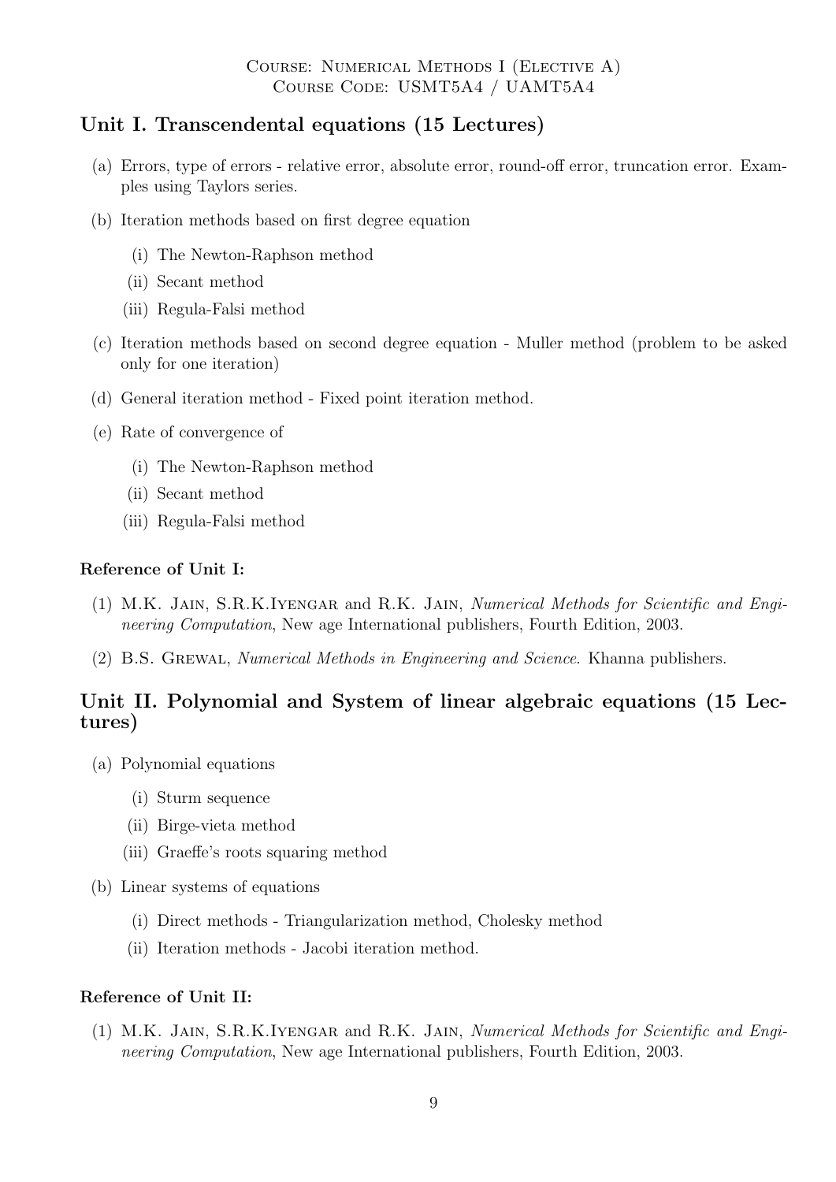Course: Numerical Methods I (Elective A)
Course Code: USMT5A4 / UAMT5A4

## Unit I. Transcendental equations (15 Lectures)

(a) Errors, type of errors - relative error, absolute error, round-off error, truncation error. Examples using Taylors series.

(b) Iteration methods based on first degree equation

  (i) The Newton-Raphson method

  (ii) Secant method

  (iii) Regula-Falsi method

(c) Iteration methods based on second degree equation - Muller method (problem to be asked only for one iteration)

(d) General iteration method - Fixed point iteration method.

(e) Rate of convergence of

  (i) The Newton-Raphson method

  (ii) Secant method

  (iii) Regula-Falsi method

**Reference of Unit I:**

(1) M.K. Jain, S.R.K.Iyengar and R.K. Jain, *Numerical Methods for Scientific and Engineering Computation*, New age International publishers, Fourth Edition, 2003.

(2) B.S. Grewal, *Numerical Methods in Engineering and Science*. Khanna publishers.

## Unit II. Polynomial and System of linear algebraic equations (15 Lectures)

(a) Polynomial equations

  (i) Sturm sequence

  (ii) Birge-vieta method

  (iii) Graeffe's roots squaring method

(b) Linear systems of equations

  (i) Direct methods - Triangularization method, Cholesky method

  (ii) Iteration methods - Jacobi iteration method.

**Reference of Unit II:**

(1) M.K. Jain, S.R.K.Iyengar and R.K. Jain, *Numerical Methods for Scientific and Engineering Computation*, New age International publishers, Fourth Edition, 2003.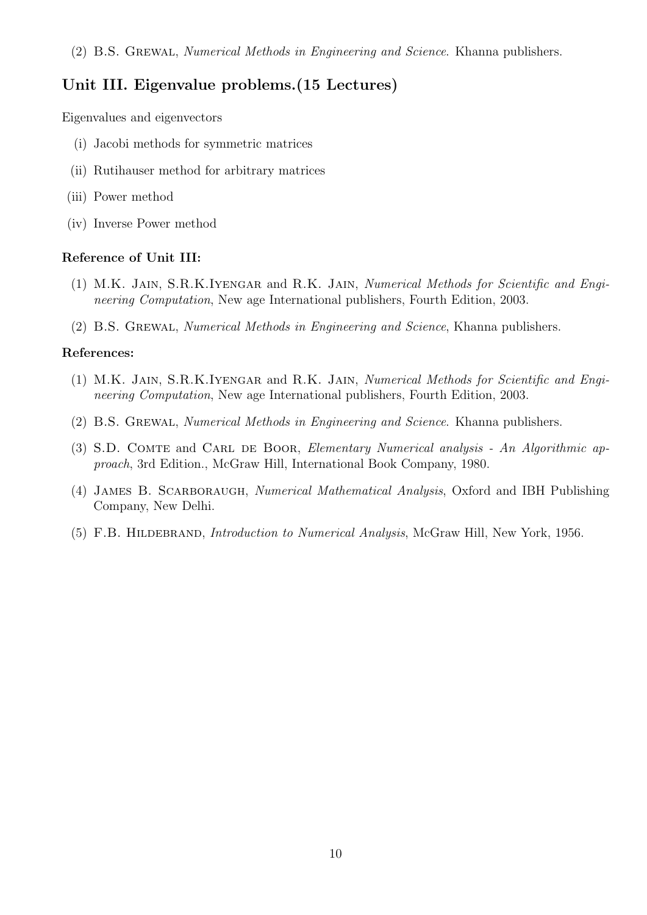(2) B.S. Grewal, *Numerical Methods in Engineering and Science*. Khanna publishers.

## Unit III. Eigenvalue problems.(15 Lectures)

Eigenvalues and eigenvectors

(i) Jacobi methods for symmetric matrices

(ii) Rutihauser method for arbitrary matrices

(iii) Power method

(iv) Inverse Power method

**Reference of Unit III:**

(1) M.K. Jain, S.R.K.Iyengar and R.K. Jain, *Numerical Methods for Scientific and Engineering Computation*, New age International publishers, Fourth Edition, 2003.

(2) B.S. Grewal, *Numerical Methods in Engineering and Science*, Khanna publishers.

**References:**

(1) M.K. Jain, S.R.K.Iyengar and R.K. Jain, *Numerical Methods for Scientific and Engineering Computation*, New age International publishers, Fourth Edition, 2003.

(2) B.S. Grewal, *Numerical Methods in Engineering and Science*. Khanna publishers.

(3) S.D. Comte and Carl de Boor, *Elementary Numerical analysis - An Algorithmic approach*, 3rd Edition., McGraw Hill, International Book Company, 1980.

(4) James B. Scarboraugh, *Numerical Mathematical Analysis*, Oxford and IBH Publishing Company, New Delhi.

(5) F.B. Hildebrand, *Introduction to Numerical Analysis*, McGraw Hill, New York, 1956.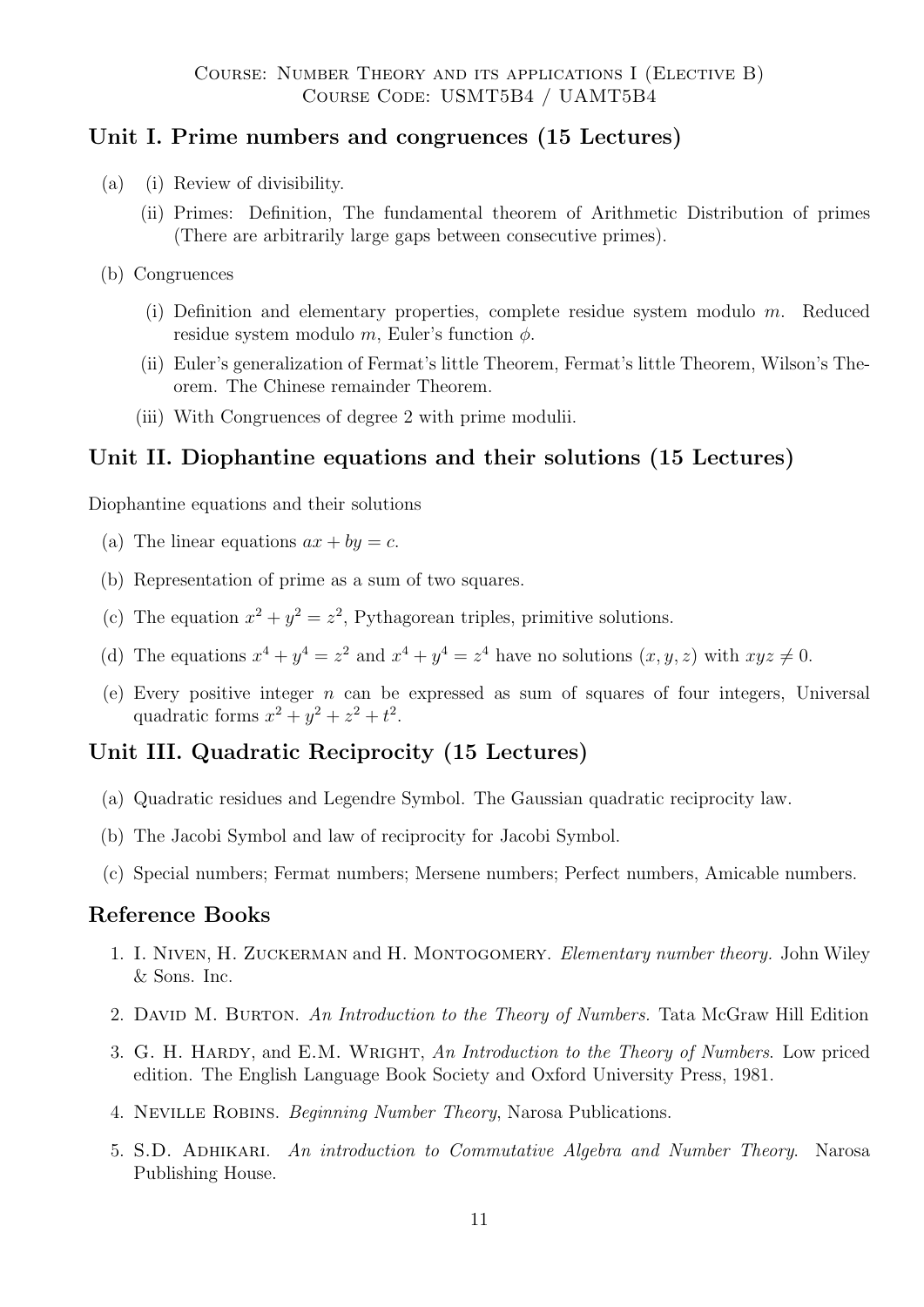Course: Number Theory and its applications I (Elective B)
Course Code: USMT5B4 / UAMT5B4

## Unit I. Prime numbers and congruences (15 Lectures)

(a) (i) Review of divisibility.

  (ii) Primes: Definition, The fundamental theorem of Arithmetic Distribution of primes (There are arbitrarily large gaps between consecutive primes).

(b) Congruences

  (i) Definition and elementary properties, complete residue system modulo $m$. Reduced residue system modulo $m$, Euler's function $\phi$.

  (ii) Euler's generalization of Fermat's little Theorem, Fermat's little Theorem, Wilson's Theorem. The Chinese remainder Theorem.

  (iii) With Congruences of degree 2 with prime modulii.

## Unit II. Diophantine equations and their solutions (15 Lectures)

Diophantine equations and their solutions

(a) The linear equations $ax + by = c$.

(b) Representation of prime as a sum of two squares.

(c) The equation $x^2 + y^2 = z^2$, Pythagorean triples, primitive solutions.

(d) The equations $x^4 + y^4 = z^2$ and $x^4 + y^4 = z^4$ have no solutions $(x, y, z)$ with $xyz \neq 0$.

(e) Every positive integer $n$ can be expressed as sum of squares of four integers, Universal quadratic forms $x^2 + y^2 + z^2 + t^2$.

## Unit III. Quadratic Reciprocity (15 Lectures)

(a) Quadratic residues and Legendre Symbol. The Gaussian quadratic reciprocity law.

(b) The Jacobi Symbol and law of reciprocity for Jacobi Symbol.

(c) Special numbers; Fermat numbers; Mersene numbers; Perfect numbers, Amicable numbers.

## Reference Books

1. I. Niven, H. Zuckerman and H. Montogomery. *Elementary number theory.* John Wiley & Sons. Inc.
2. David M. Burton. *An Introduction to the Theory of Numbers.* Tata McGraw Hill Edition
3. G. H. Hardy, and E.M. Wright, *An Introduction to the Theory of Numbers*. Low priced edition. The English Language Book Society and Oxford University Press, 1981.
4. Neville Robins. *Beginning Number Theory*, Narosa Publications.
5. S.D. Adhikari. *An introduction to Commutative Algebra and Number Theory*. Narosa Publishing House.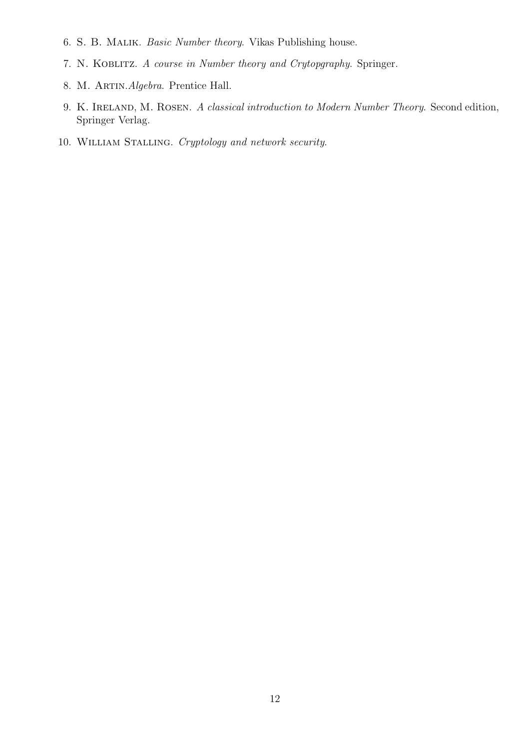6. S. B. Malik. *Basic Number theory.* Vikas Publishing house.
7. N. Koblitz. *A course in Number theory and Crytopgraphy.* Springer.
8. M. Artin.*Algebra.* Prentice Hall.
9. K. Ireland, M. Rosen. *A classical introduction to Modern Number Theory.* Second edition, Springer Verlag.
10. William Stalling. *Cryptology and network security.*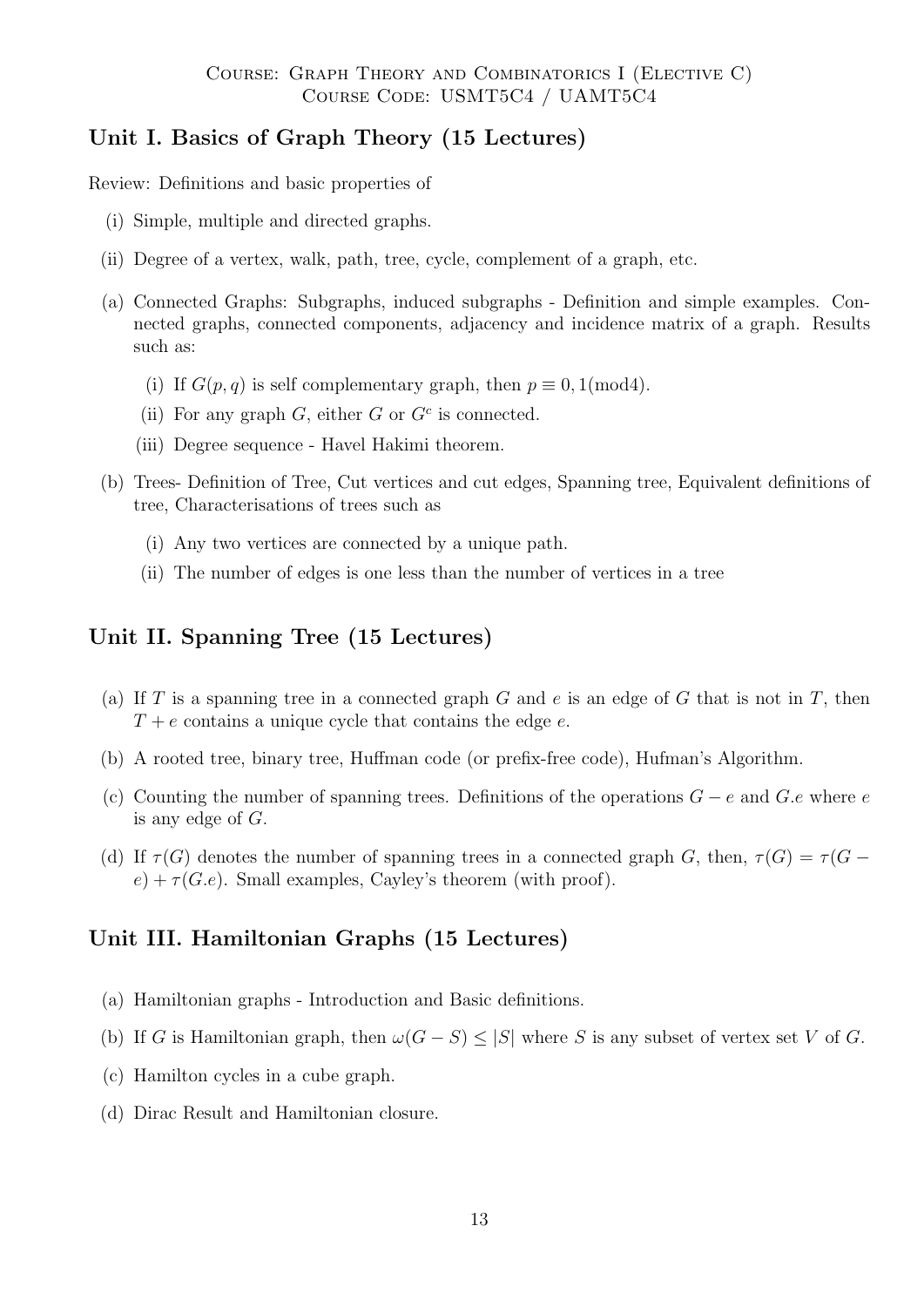Course: Graph Theory and Combinatorics I (Elective C)
Course Code: USMT5C4 / UAMT5C4

## Unit I. Basics of Graph Theory (15 Lectures)

Review: Definitions and basic properties of

- (i) Simple, multiple and directed graphs.
- (ii) Degree of a vertex, walk, path, tree, cycle, complement of a graph, etc.

- (a) Connected Graphs: Subgraphs, induced subgraphs - Definition and simple examples. Connected graphs, connected components, adjacency and incidence matrix of a graph. Results such as:
    - (i) If $G(p, q)$ is self complementary graph, then $p \equiv 0, 1 (\text{mod} 4)$.
    - (ii) For any graph $G$, either $G$ or $G^c$ is connected.
    - (iii) Degree sequence - Havel Hakimi theorem.
- (b) Trees- Definition of Tree, Cut vertices and cut edges, Spanning tree, Equivalent definitions of tree, Characterisations of trees such as
    - (i) Any two vertices are connected by a unique path.
    - (ii) The number of edges is one less than the number of vertices in a tree

## Unit II. Spanning Tree (15 Lectures)

- (a) If $T$ is a spanning tree in a connected graph $G$ and $e$ is an edge of $G$ that is not in $T$, then $T + e$ contains a unique cycle that contains the edge $e$.
- (b) A rooted tree, binary tree, Huffman code (or prefix-free code), Hufman's Algorithm.
- (c) Counting the number of spanning trees. Definitions of the operations $G - e$ and $G.e$ where $e$ is any edge of $G$.
- (d) If $\tau(G)$ denotes the number of spanning trees in a connected graph $G$, then, $\tau(G) = \tau(G - e) + \tau(G.e)$. Small examples, Cayley's theorem (with proof).

## Unit III. Hamiltonian Graphs (15 Lectures)

- (a) Hamiltonian graphs - Introduction and Basic definitions.
- (b) If $G$ is Hamiltonian graph, then $\omega(G - S) \leq |S|$ where $S$ is any subset of vertex set $V$ of $G$.
- (c) Hamilton cycles in a cube graph.
- (d) Dirac Result and Hamiltonian closure.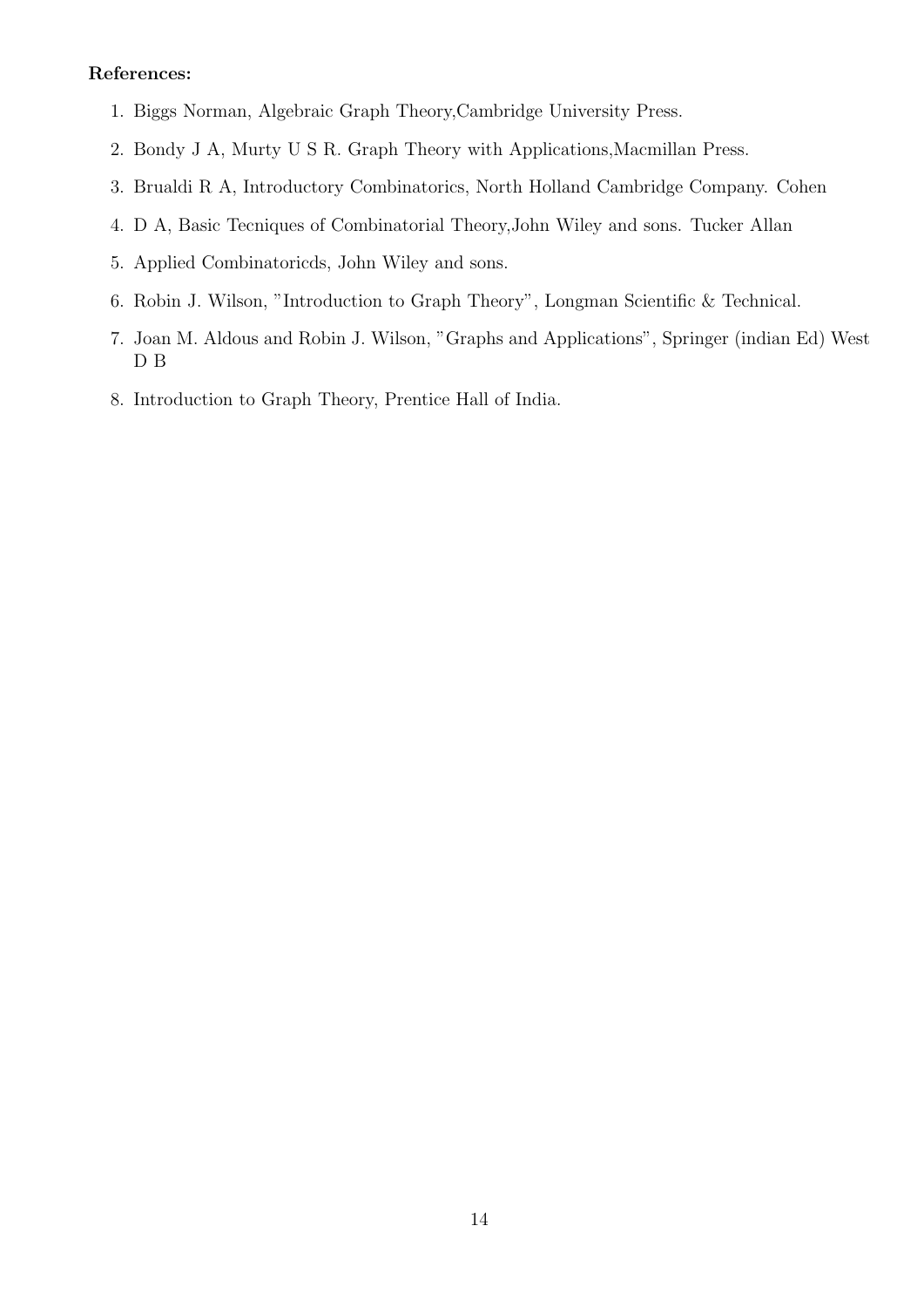**References:**

1. Biggs Norman, Algebraic Graph Theory,Cambridge University Press.
2. Bondy J A, Murty U S R. Graph Theory with Applications,Macmillan Press.
3. Brualdi R A, Introductory Combinatorics, North Holland Cambridge Company. Cohen
4. D A, Basic Tecniques of Combinatorial Theory,John Wiley and sons. Tucker Allan
5. Applied Combinatoricds, John Wiley and sons.
6. Robin J. Wilson, "Introduction to Graph Theory", Longman Scientific & Technical.
7. Joan M. Aldous and Robin J. Wilson, "Graphs and Applications", Springer (indian Ed) West D B
8. Introduction to Graph Theory, Prentice Hall of India.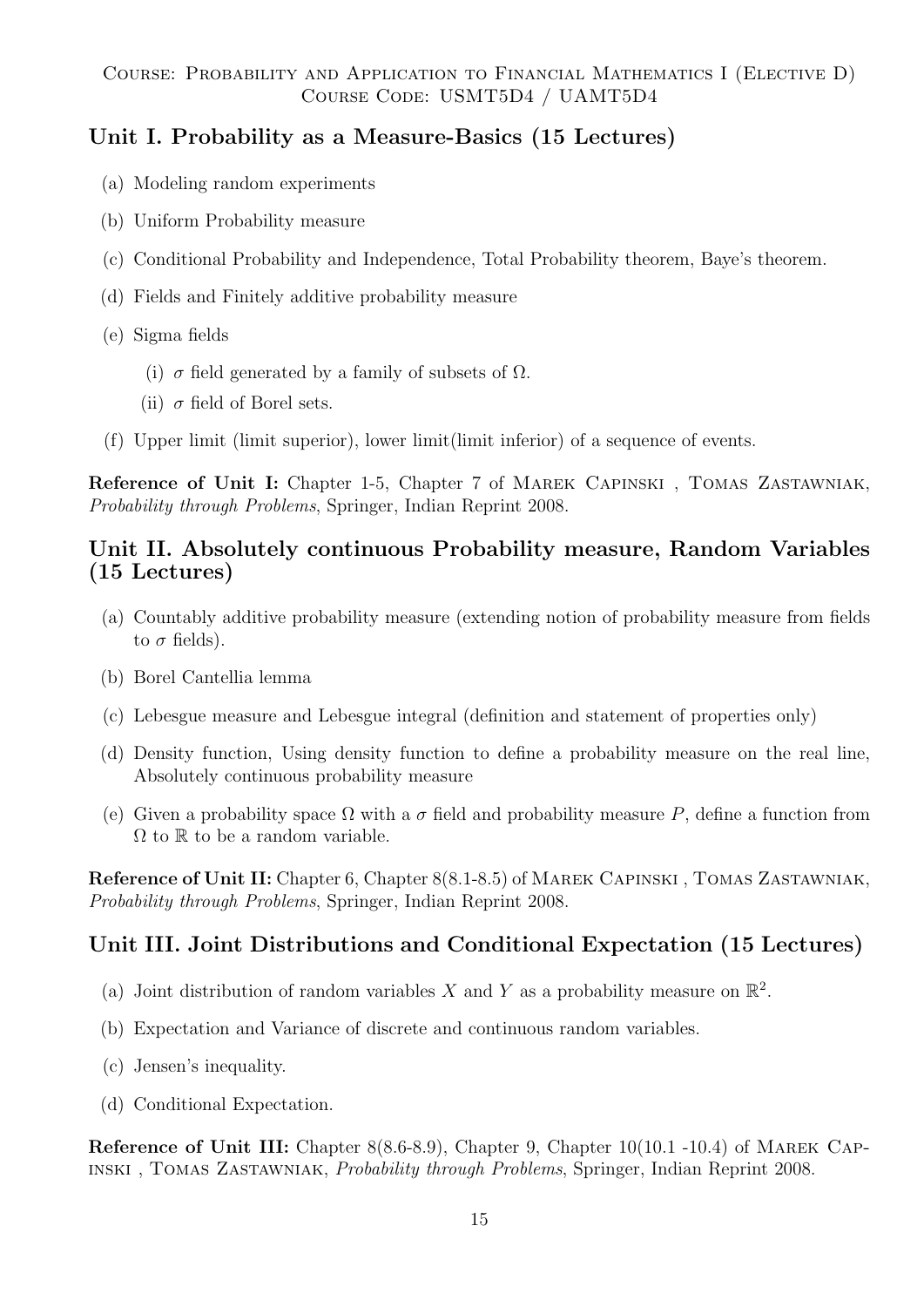Course: Probability and Application to Financial Mathematics I (Elective D)
Course Code: USMT5D4 / UAMT5D4

## Unit I. Probability as a Measure-Basics (15 Lectures)

(a) Modeling random experiments

(b) Uniform Probability measure

(c) Conditional Probability and Independence, Total Probability theorem, Baye's theorem.

(d) Fields and Finitely additive probability measure

(e) Sigma fields

  (i) $\sigma$ field generated by a family of subsets of $\Omega$.

  (ii) $\sigma$ field of Borel sets.

(f) Upper limit (limit superior), lower limit(limit inferior) of a sequence of events.

**Reference of Unit I:** Chapter 1-5, Chapter 7 of Marek Capinski , Tomas Zastawniak, *Probability through Problems*, Springer, Indian Reprint 2008.

## Unit II. Absolutely continuous Probability measure, Random Variables (15 Lectures)

(a) Countably additive probability measure (extending notion of probability measure from fields to $\sigma$ fields).

(b) Borel Cantellia lemma

(c) Lebesgue measure and Lebesgue integral (definition and statement of properties only)

(d) Density function, Using density function to define a probability measure on the real line, Absolutely continuous probability measure

(e) Given a probability space $\Omega$ with a $\sigma$ field and probability measure $P$, define a function from $\Omega$ to $\mathbb{R}$ to be a random variable.

**Reference of Unit II:** Chapter 6, Chapter 8(8.1-8.5) of Marek Capinski , Tomas Zastawniak, *Probability through Problems*, Springer, Indian Reprint 2008.

## Unit III. Joint Distributions and Conditional Expectation (15 Lectures)

(a) Joint distribution of random variables $X$ and $Y$ as a probability measure on $\mathbb{R}^2$.

(b) Expectation and Variance of discrete and continuous random variables.

(c) Jensen's inequality.

(d) Conditional Expectation.

**Reference of Unit III:** Chapter 8(8.6-8.9), Chapter 9, Chapter 10(10.1 -10.4) of Marek Capinski , Tomas Zastawniak, *Probability through Problems*, Springer, Indian Reprint 2008.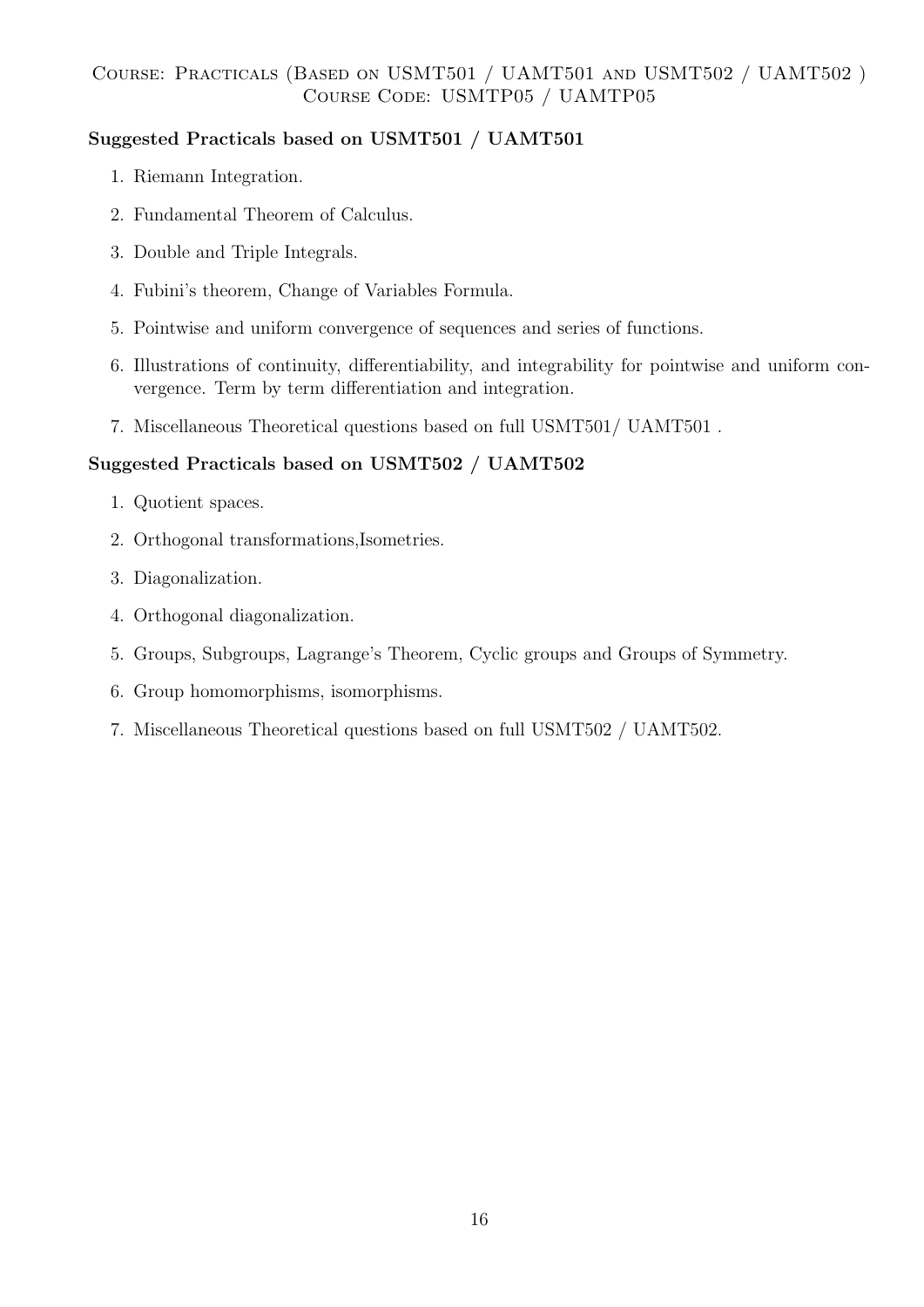Course: Practicals (Based on USMT501 / UAMT501 and USMT502 / UAMT502 )
Course Code: USMTP05 / UAMTP05

**Suggested Practicals based on USMT501 / UAMT501**

1. Riemann Integration.
2. Fundamental Theorem of Calculus.
3. Double and Triple Integrals.
4. Fubini's theorem, Change of Variables Formula.
5. Pointwise and uniform convergence of sequences and series of functions.
6. Illustrations of continuity, differentiability, and integrability for pointwise and uniform convergence. Term by term differentiation and integration.
7. Miscellaneous Theoretical questions based on full USMT501/ UAMT501 .

**Suggested Practicals based on USMT502 / UAMT502**

1. Quotient spaces.
2. Orthogonal transformations,Isometries.
3. Diagonalization.
4. Orthogonal diagonalization.
5. Groups, Subgroups, Lagrange's Theorem, Cyclic groups and Groups of Symmetry.
6. Group homomorphisms, isomorphisms.
7. Miscellaneous Theoretical questions based on full USMT502 / UAMT502.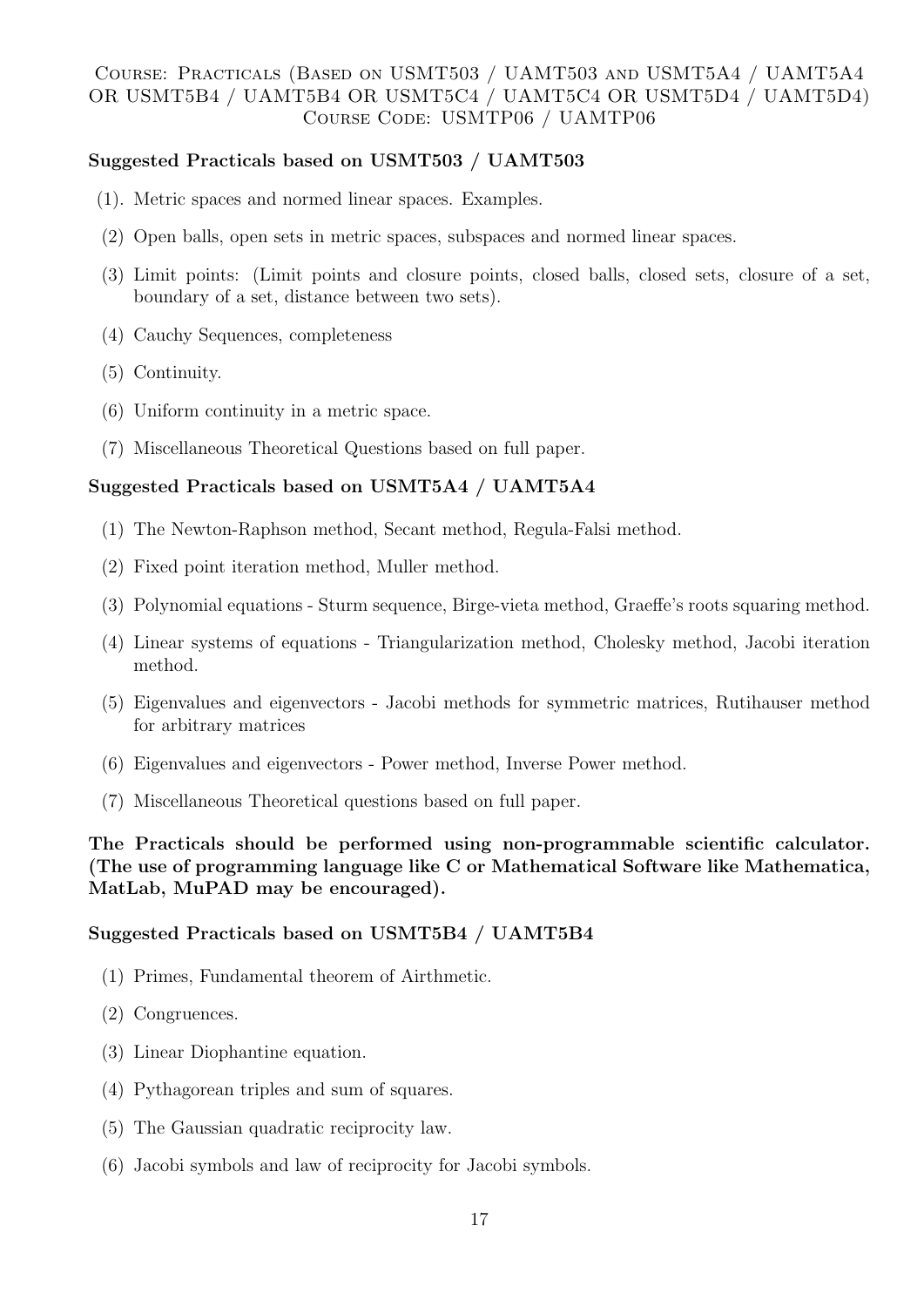Course: Practicals (Based on USMT503 / UAMT503 and USMT5A4 / UAMT5A4 OR USMT5B4 / UAMT5B4 OR USMT5C4 / UAMT5C4 OR USMT5D4 / UAMT5D4)
Course Code: USMTP06 / UAMTP06

**Suggested Practicals based on USMT503 / UAMT503**

(1). Metric spaces and normed linear spaces. Examples.

(2) Open balls, open sets in metric spaces, subspaces and normed linear spaces.

(3) Limit points: (Limit points and closure points, closed balls, closed sets, closure of a set, boundary of a set, distance between two sets).

(4) Cauchy Sequences, completeness

(5) Continuity.

(6) Uniform continuity in a metric space.

(7) Miscellaneous Theoretical Questions based on full paper.

**Suggested Practicals based on USMT5A4 / UAMT5A4**

(1) The Newton-Raphson method, Secant method, Regula-Falsi method.

(2) Fixed point iteration method, Muller method.

(3) Polynomial equations - Sturm sequence, Birge-vieta method, Graeffe's roots squaring method.

(4) Linear systems of equations - Triangularization method, Cholesky method, Jacobi iteration method.

(5) Eigenvalues and eigenvectors - Jacobi methods for symmetric matrices, Rutihauser method for arbitrary matrices

(6) Eigenvalues and eigenvectors - Power method, Inverse Power method.

(7) Miscellaneous Theoretical questions based on full paper.

**The Practicals should be performed using non-programmable scientific calculator. (The use of programming language like C or Mathematical Software like Mathematica, MatLab, MuPAD may be encouraged).**

**Suggested Practicals based on USMT5B4 / UAMT5B4**

(1) Primes, Fundamental theorem of Airthmetic.

(2) Congruences.

(3) Linear Diophantine equation.

(4) Pythagorean triples and sum of squares.

(5) The Gaussian quadratic reciprocity law.

(6) Jacobi symbols and law of reciprocity for Jacobi symbols.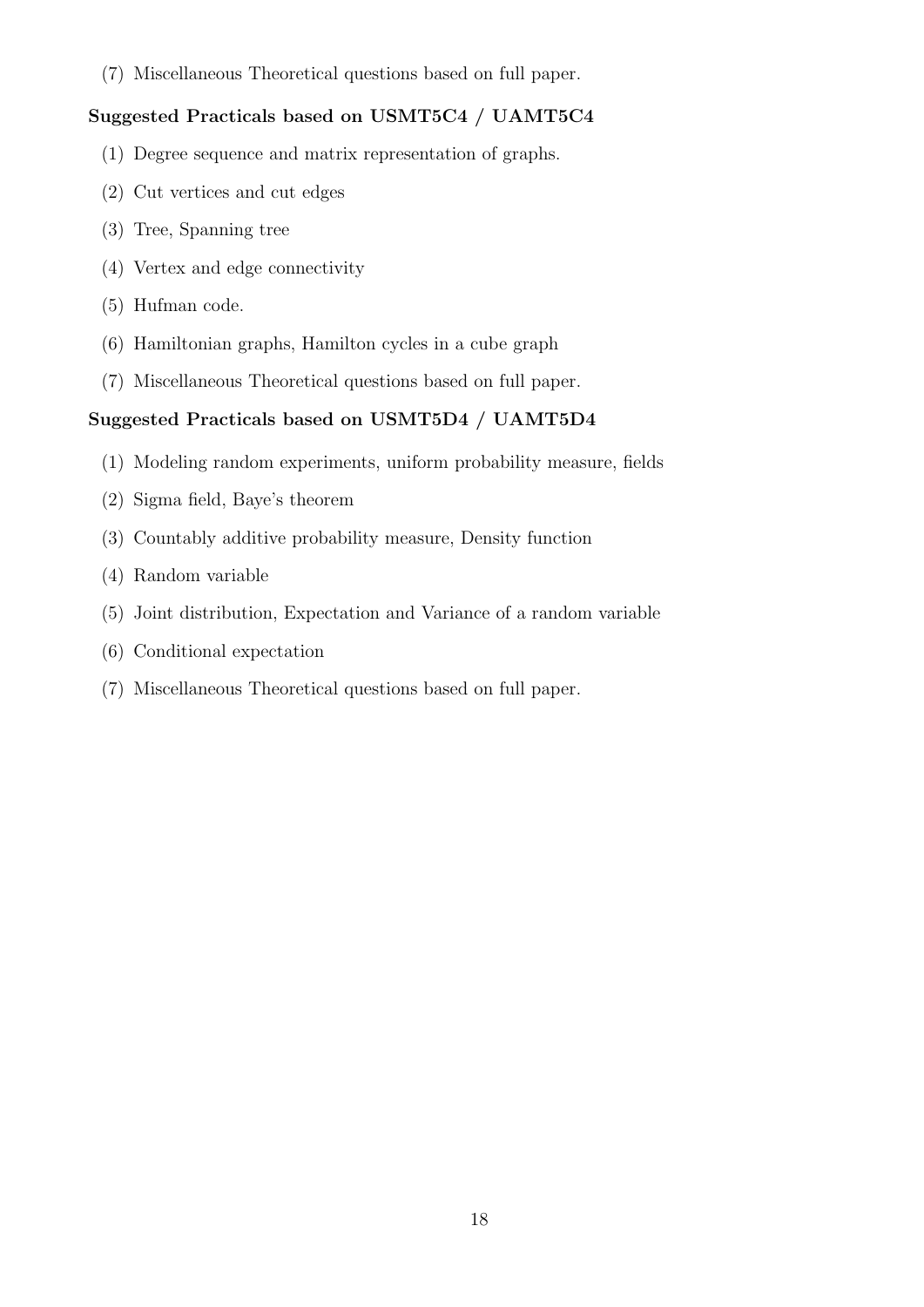(7) Miscellaneous Theoretical questions based on full paper.

**Suggested Practicals based on USMT5C4 / UAMT5C4**

(1) Degree sequence and matrix representation of graphs.

(2) Cut vertices and cut edges

(3) Tree, Spanning tree

(4) Vertex and edge connectivity

(5) Hufman code.

(6) Hamiltonian graphs, Hamilton cycles in a cube graph

(7) Miscellaneous Theoretical questions based on full paper.

**Suggested Practicals based on USMT5D4 / UAMT5D4**

(1) Modeling random experiments, uniform probability measure, fields

(2) Sigma field, Baye's theorem

(3) Countably additive probability measure, Density function

(4) Random variable

(5) Joint distribution, Expectation and Variance of a random variable

(6) Conditional expectation

(7) Miscellaneous Theoretical questions based on full paper.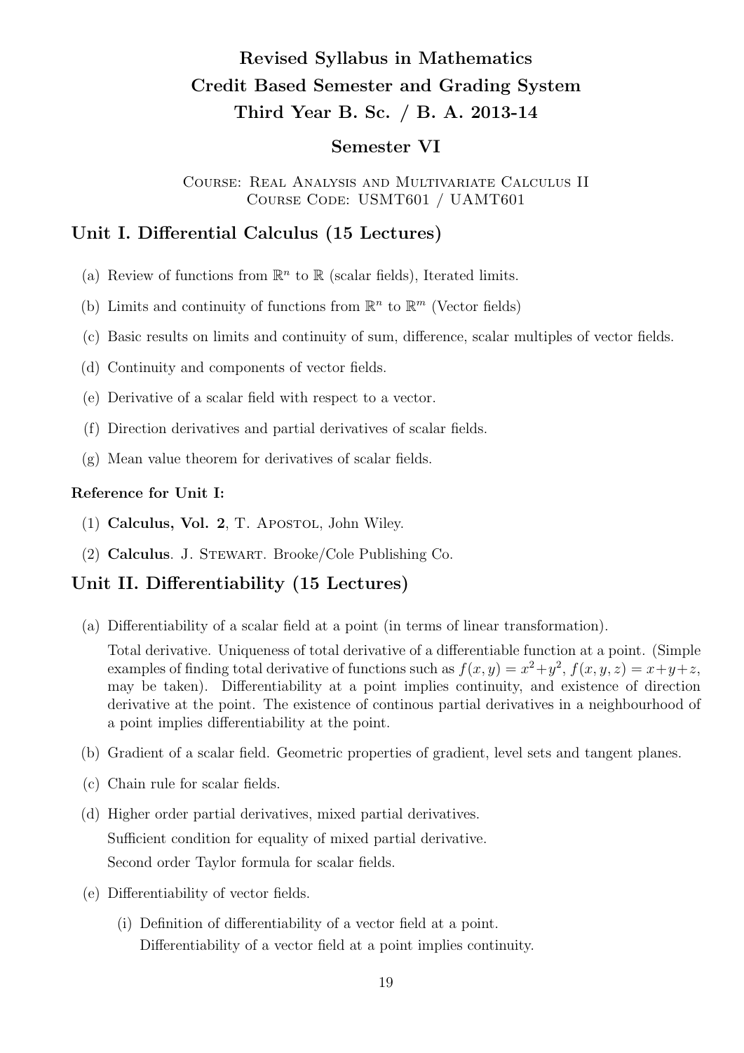# Revised Syllabus in Mathematics
# Credit Based Semester and Grading System
# Third Year B. Sc. / B. A. 2013-14

## Semester VI

Course: Real Analysis and Multivariate Calculus II
Course Code: USMT601 / UAMT601

## Unit I. Differential Calculus (15 Lectures)

(a) Review of functions from $\mathbb{R}^n$ to $\mathbb{R}$ (scalar fields), Iterated limits.

(b) Limits and continuity of functions from $\mathbb{R}^n$ to $\mathbb{R}^m$ (Vector fields)

(c) Basic results on limits and continuity of sum, difference, scalar multiples of vector fields.

(d) Continuity and components of vector fields.

(e) Derivative of a scalar field with respect to a vector.

(f) Direction derivatives and partial derivatives of scalar fields.

(g) Mean value theorem for derivatives of scalar fields.

### Reference for Unit I:

(1) **Calculus, Vol. 2**, T. Apostol, John Wiley.

(2) **Calculus**. J. Stewart. Brooke/Cole Publishing Co.

## Unit II. Differentiability (15 Lectures)

(a) Differentiability of a scalar field at a point (in terms of linear transformation).

Total derivative. Uniqueness of total derivative of a differentiable function at a point. (Simple examples of finding total derivative of functions such as $f(x, y) = x^2+y^2$, $f(x, y, z) = x+y+z$, may be taken). Differentiability at a point implies continuity, and existence of direction derivative at the point. The existence of continous partial derivatives in a neighbourhood of a point implies differentiability at the point.

(b) Gradient of a scalar field. Geometric properties of gradient, level sets and tangent planes.

(c) Chain rule for scalar fields.

(d) Higher order partial derivatives, mixed partial derivatives.

Sufficient condition for equality of mixed partial derivative.

Second order Taylor formula for scalar fields.

(e) Differentiability of vector fields.

(i) Definition of differentiability of a vector field at a point.

Differentiability of a vector field at a point implies continuity.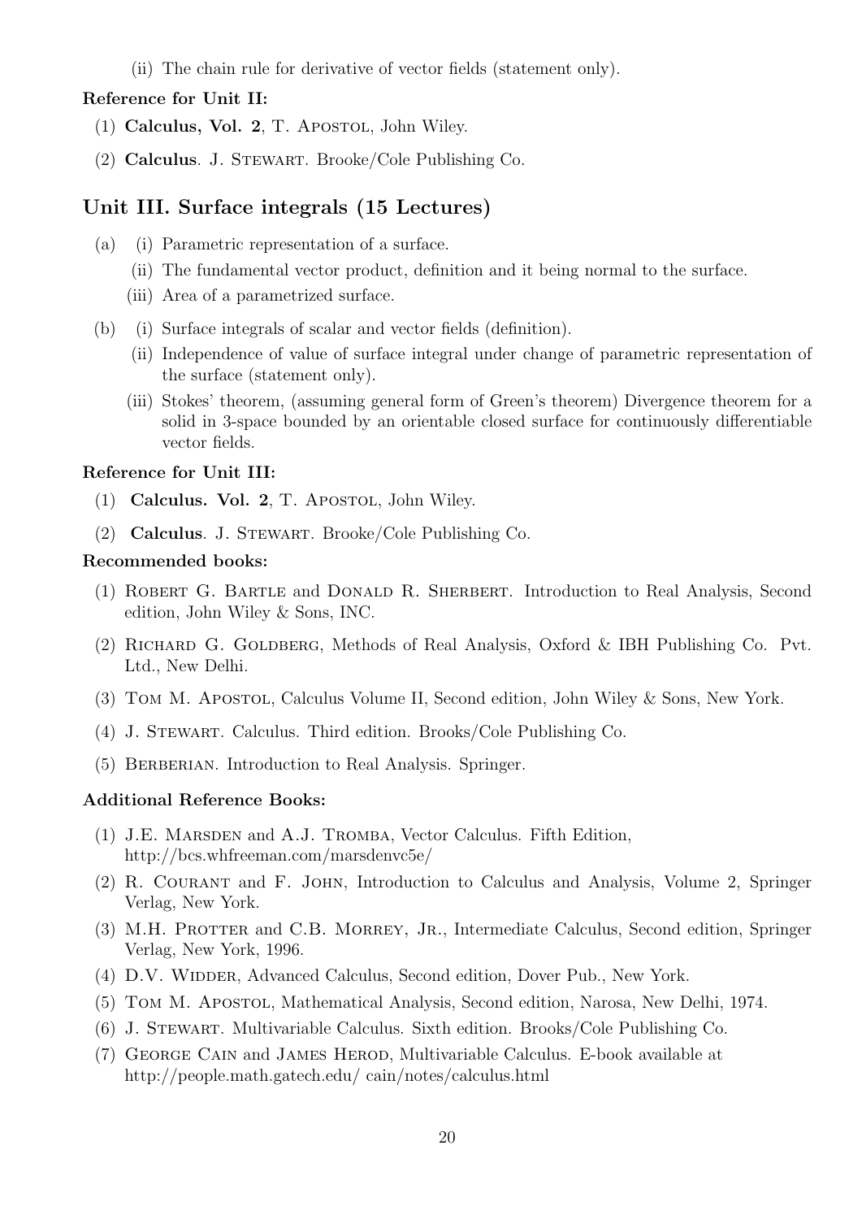(ii) The chain rule for derivative of vector fields (statement only).

**Reference for Unit II:**

(1) **Calculus, Vol. 2**, T. Apostol, John Wiley.

(2) **Calculus**. J. Stewart. Brooke/Cole Publishing Co.

## Unit III. Surface integrals (15 Lectures)

(a) (i) Parametric representation of a surface.

(ii) The fundamental vector product, definition and it being normal to the surface.

(iii) Area of a parametrized surface.

(b) (i) Surface integrals of scalar and vector fields (definition).

(ii) Independence of value of surface integral under change of parametric representation of the surface (statement only).

(iii) Stokes' theorem, (assuming general form of Green's theorem) Divergence theorem for a solid in 3-space bounded by an orientable closed surface for continuously differentiable vector fields.

**Reference for Unit III:**

(1) **Calculus. Vol. 2**, T. Apostol, John Wiley.

(2) **Calculus**. J. Stewart. Brooke/Cole Publishing Co.

**Recommended books:**

(1) Robert G. Bartle and Donald R. Sherbert. Introduction to Real Analysis, Second edition, John Wiley & Sons, INC.

(2) Richard G. Goldberg, Methods of Real Analysis, Oxford & IBH Publishing Co. Pvt. Ltd., New Delhi.

(3) Tom M. Apostol, Calculus Volume II, Second edition, John Wiley & Sons, New York.

(4) J. Stewart. Calculus. Third edition. Brooks/Cole Publishing Co.

(5) Berberian. Introduction to Real Analysis. Springer.

**Additional Reference Books:**

(1) J.E. Marsden and A.J. Tromba, Vector Calculus. Fifth Edition, http://bcs.whfreeman.com/marsdenvc5e/

(2) R. Courant and F. John, Introduction to Calculus and Analysis, Volume 2, Springer Verlag, New York.

(3) M.H. Protter and C.B. Morrey, Jr., Intermediate Calculus, Second edition, Springer Verlag, New York, 1996.

(4) D.V. Widder, Advanced Calculus, Second edition, Dover Pub., New York.

(5) Tom M. Apostol, Mathematical Analysis, Second edition, Narosa, New Delhi, 1974.

(6) J. Stewart. Multivariable Calculus. Sixth edition. Brooks/Cole Publishing Co.

(7) George Cain and James Herod, Multivariable Calculus. E-book available at http://people.math.gatech.edu/ cain/notes/calculus.html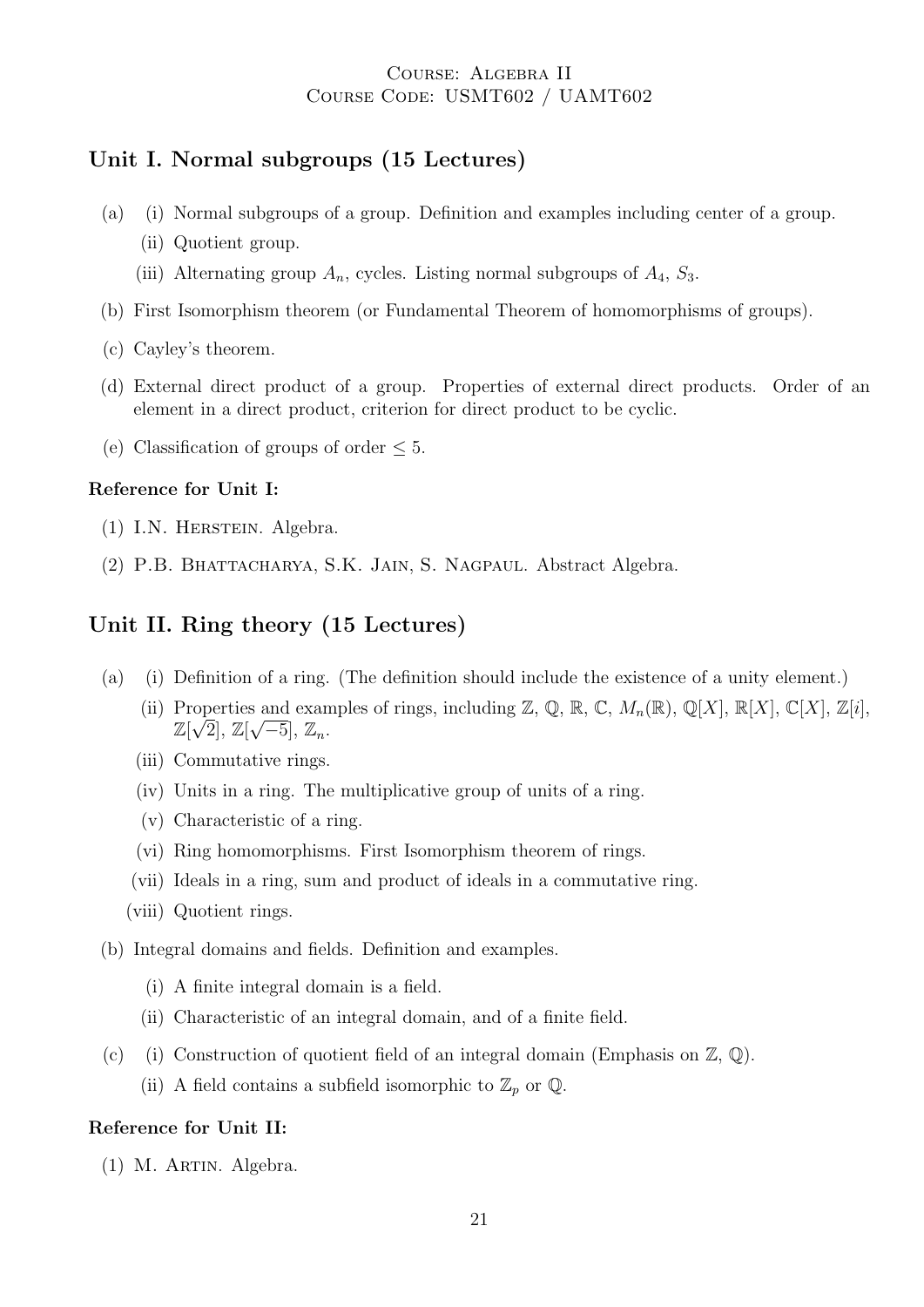Course: Algebra II
Course Code: USMT602 / UAMT602

## Unit I. Normal subgroups (15 Lectures)

(a) (i) Normal subgroups of a group. Definition and examples including center of a group.

(ii) Quotient group.

(iii) Alternating group $A_n$, cycles. Listing normal subgroups of $A_4$, $S_3$.

(b) First Isomorphism theorem (or Fundamental Theorem of homomorphisms of groups).

(c) Cayley's theorem.

(d) External direct product of a group. Properties of external direct products. Order of an element in a direct product, criterion for direct product to be cyclic.

(e) Classification of groups of order $\leq 5$.

**Reference for Unit I:**

(1) I.N. Herstein. Algebra.

(2) P.B. Bhattacharya, S.K. Jain, S. Nagpaul. Abstract Algebra.

## Unit II. Ring theory (15 Lectures)

(a) (i) Definition of a ring. (The definition should include the existence of a unity element.)

(ii) Properties and examples of rings, including $\mathbb{Z}$, $\mathbb{Q}$, $\mathbb{R}$, $\mathbb{C}$, $M_n(\mathbb{R})$, $\mathbb{Q}[X]$, $\mathbb{R}[X]$, $\mathbb{C}[X]$, $\mathbb{Z}[i]$, $\mathbb{Z}[\sqrt{2}]$, $\mathbb{Z}[\sqrt{-5}]$, $\mathbb{Z}_n$.

(iii) Commutative rings.

(iv) Units in a ring. The multiplicative group of units of a ring.

(v) Characteristic of a ring.

(vi) Ring homomorphisms. First Isomorphism theorem of rings.

(vii) Ideals in a ring, sum and product of ideals in a commutative ring.

(viii) Quotient rings.

(b) Integral domains and fields. Definition and examples.

(i) A finite integral domain is a field.

(ii) Characteristic of an integral domain, and of a finite field.

(c) (i) Construction of quotient field of an integral domain (Emphasis on $\mathbb{Z}$, $\mathbb{Q}$).

(ii) A field contains a subfield isomorphic to $\mathbb{Z}_p$ or $\mathbb{Q}$.

**Reference for Unit II:**

(1) M. Artin. Algebra.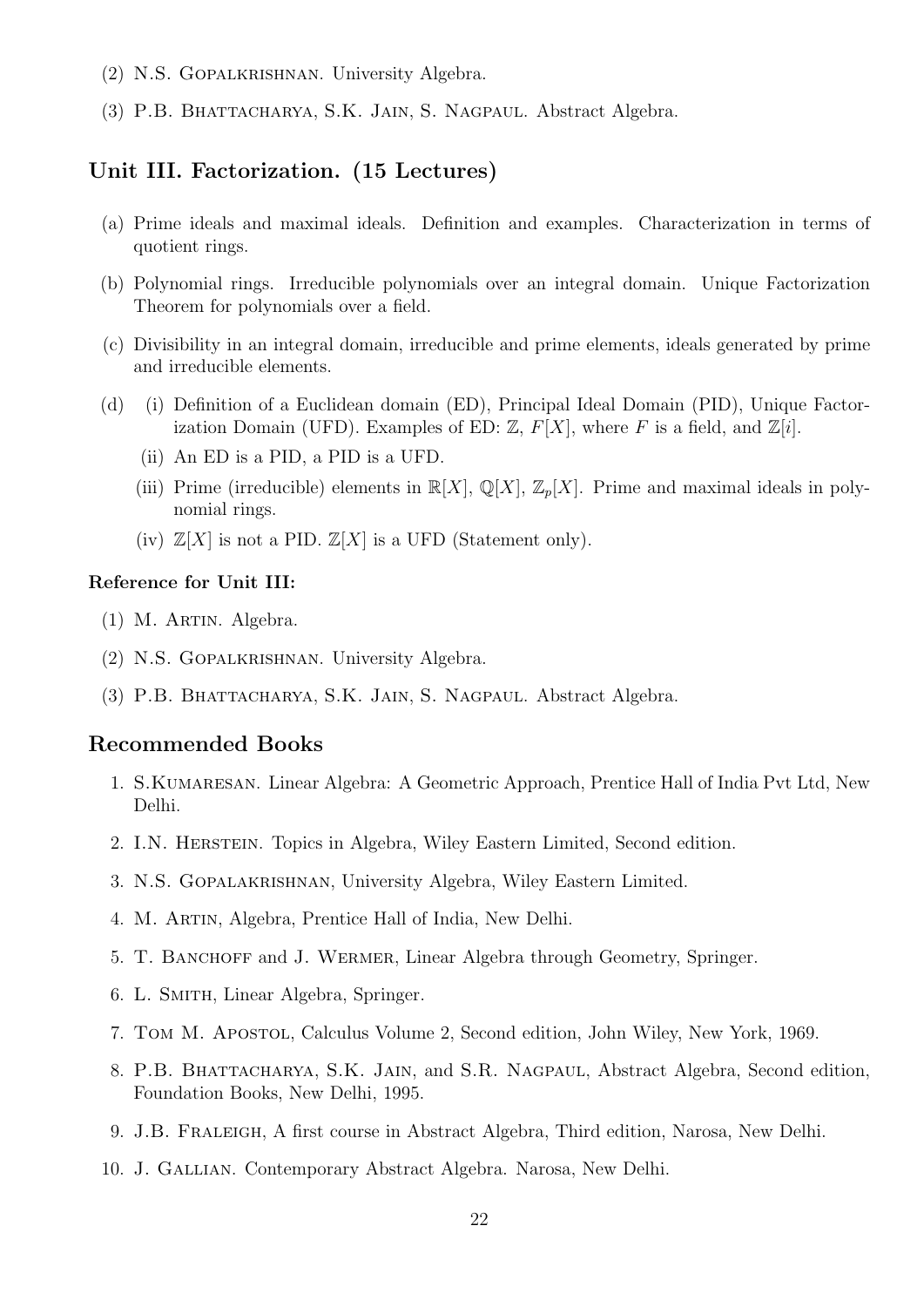(2) N.S. Gopalkrishnan. University Algebra.

(3) P.B. Bhattacharya, S.K. Jain, S. Nagpaul. Abstract Algebra.

## Unit III. Factorization. (15 Lectures)

(a) Prime ideals and maximal ideals. Definition and examples. Characterization in terms of quotient rings.

(b) Polynomial rings. Irreducible polynomials over an integral domain. Unique Factorization Theorem for polynomials over a field.

(c) Divisibility in an integral domain, irreducible and prime elements, ideals generated by prime and irreducible elements.

(d) (i) Definition of a Euclidean domain (ED), Principal Ideal Domain (PID), Unique Factorization Domain (UFD). Examples of ED: $\mathbb{Z}$, $F[X]$, where $F$ is a field, and $\mathbb{Z}[i]$.

  (ii) An ED is a PID, a PID is a UFD.

  (iii) Prime (irreducible) elements in $\mathbb{R}[X]$, $\mathbb{Q}[X]$, $\mathbb{Z}_p[X]$. Prime and maximal ideals in polynomial rings.

  (iv) $\mathbb{Z}[X]$ is not a PID. $\mathbb{Z}[X]$ is a UFD (Statement only).

**Reference for Unit III:**

(1) M. Artin. Algebra.

(2) N.S. Gopalkrishnan. University Algebra.

(3) P.B. Bhattacharya, S.K. Jain, S. Nagpaul. Abstract Algebra.

## Recommended Books

1. S.Kumaresan. Linear Algebra: A Geometric Approach, Prentice Hall of India Pvt Ltd, New Delhi.
2. I.N. Herstein. Topics in Algebra, Wiley Eastern Limited, Second edition.
3. N.S. Gopalakrishnan, University Algebra, Wiley Eastern Limited.
4. M. Artin, Algebra, Prentice Hall of India, New Delhi.
5. T. Banchoff and J. Wermer, Linear Algebra through Geometry, Springer.
6. L. Smith, Linear Algebra, Springer.
7. Tom M. Apostol, Calculus Volume 2, Second edition, John Wiley, New York, 1969.
8. P.B. Bhattacharya, S.K. Jain, and S.R. Nagpaul, Abstract Algebra, Second edition, Foundation Books, New Delhi, 1995.
9. J.B. Fraleigh, A first course in Abstract Algebra, Third edition, Narosa, New Delhi.
10. J. Gallian. Contemporary Abstract Algebra. Narosa, New Delhi.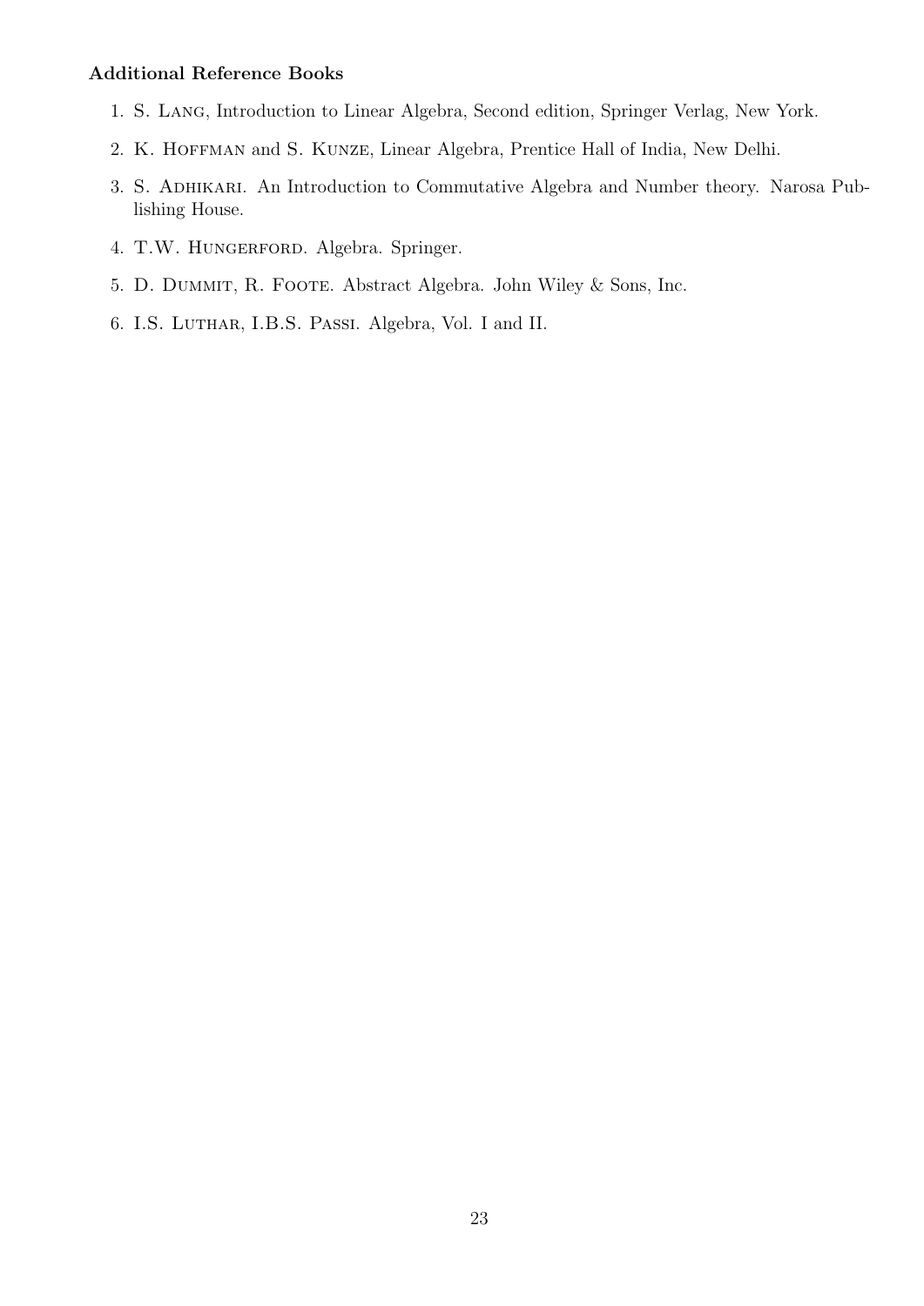**Additional Reference Books**

1. S. Lang, Introduction to Linear Algebra, Second edition, Springer Verlag, New York.
2. K. Hoffman and S. Kunze, Linear Algebra, Prentice Hall of India, New Delhi.
3. S. Adhikari. An Introduction to Commutative Algebra and Number theory. Narosa Publishing House.
4. T.W. Hungerford. Algebra. Springer.
5. D. Dummit, R. Foote. Abstract Algebra. John Wiley & Sons, Inc.
6. I.S. Luthar, I.B.S. Passi. Algebra, Vol. I and II.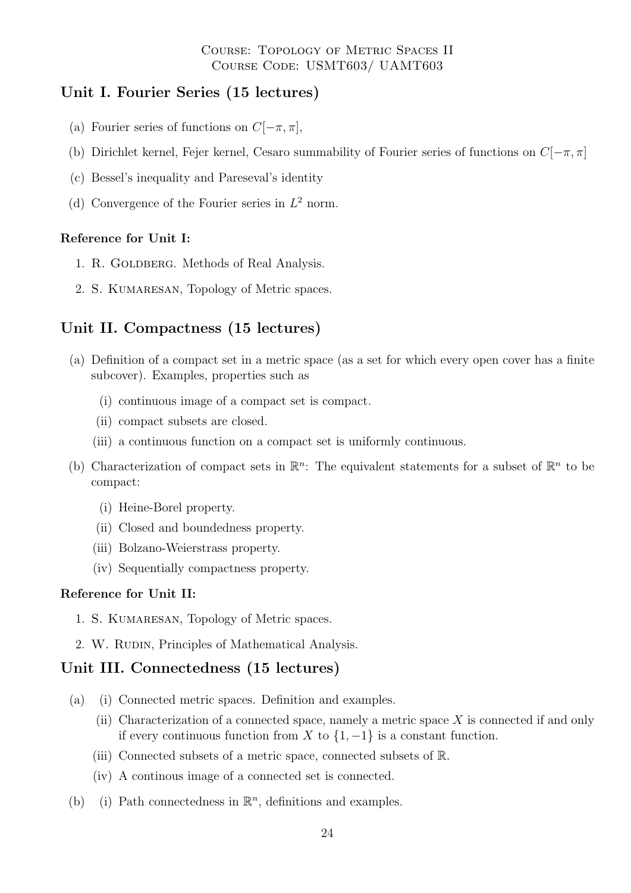Course: Topology of Metric Spaces II
Course Code: USMT603/ UAMT603

## Unit I. Fourier Series (15 lectures)

(a) Fourier series of functions on $C[-\pi, \pi]$,

(b) Dirichlet kernel, Fejer kernel, Cesaro summability of Fourier series of functions on $C[-\pi, \pi]$

(c) Bessel's inequality and Pareseval's identity

(d) Convergence of the Fourier series in $L^2$ norm.

**Reference for Unit I:**

1. R. Goldberg. Methods of Real Analysis.
2. S. Kumaresan, Topology of Metric spaces.

## Unit II. Compactness (15 lectures)

(a) Definition of a compact set in a metric space (as a set for which every open cover has a finite subcover). Examples, properties such as

  (i) continuous image of a compact set is compact.

  (ii) compact subsets are closed.

  (iii) a continuous function on a compact set is uniformly continuous.

(b) Characterization of compact sets in $\mathbb{R}^n$: The equivalent statements for a subset of $\mathbb{R}^n$ to be compact:

  (i) Heine-Borel property.

  (ii) Closed and boundedness property.

  (iii) Bolzano-Weierstrass property.

  (iv) Sequentially compactness property.

**Reference for Unit II:**

1. S. Kumaresan, Topology of Metric spaces.
2. W. Rudin, Principles of Mathematical Analysis.

## Unit III. Connectedness (15 lectures)

(a) (i) Connected metric spaces. Definition and examples.

  (ii) Characterization of a connected space, namely a metric space $X$ is connected if and only if every continuous function from $X$ to $\{1, -1\}$ is a constant function.

  (iii) Connected subsets of a metric space, connected subsets of $\mathbb{R}$.

  (iv) A continous image of a connected set is connected.

(b) (i) Path connectedness in $\mathbb{R}^n$, definitions and examples.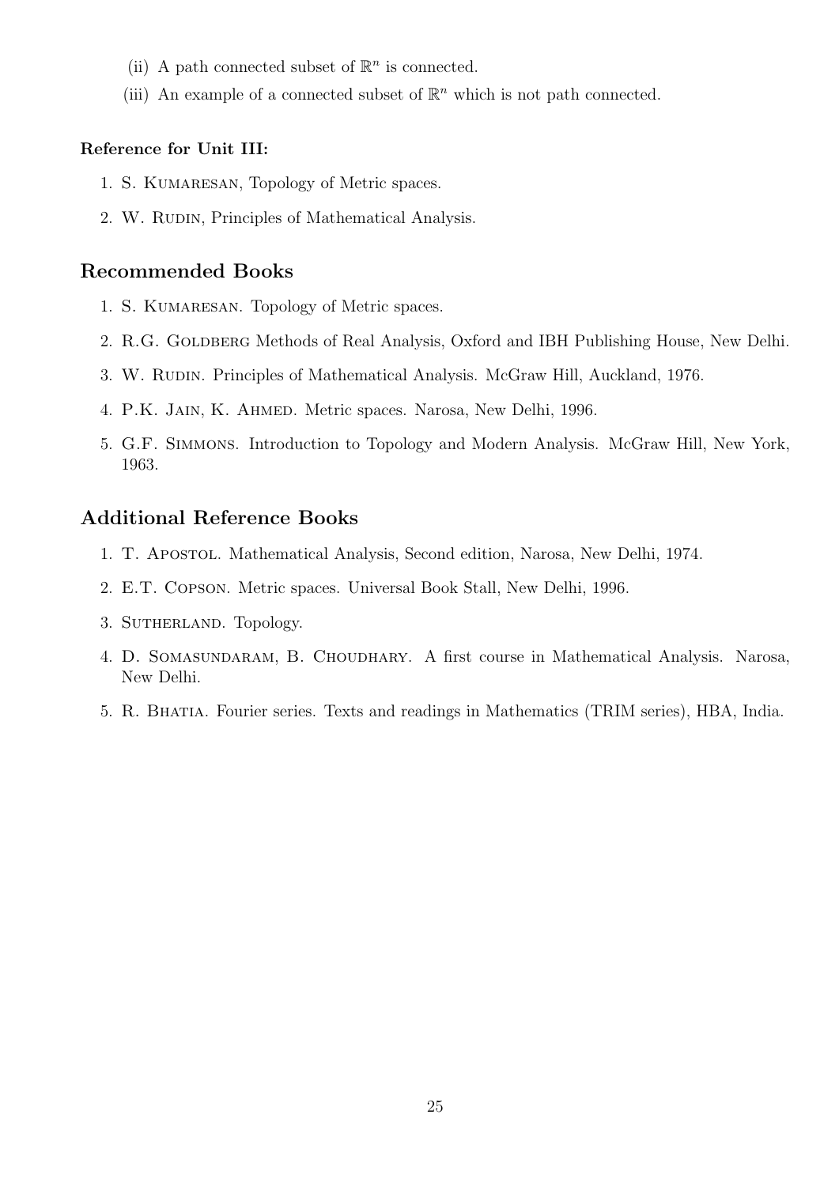(ii) A path connected subset of $\mathbb{R}^n$ is connected.

(iii) An example of a connected subset of $\mathbb{R}^n$ which is not path connected.

**Reference for Unit III:**

1. S. Kumaresan, Topology of Metric spaces.
2. W. Rudin, Principles of Mathematical Analysis.

## Recommended Books

1. S. Kumaresan. Topology of Metric spaces.
2. R.G. Goldberg Methods of Real Analysis, Oxford and IBH Publishing House, New Delhi.
3. W. Rudin. Principles of Mathematical Analysis. McGraw Hill, Auckland, 1976.
4. P.K. Jain, K. Ahmed. Metric spaces. Narosa, New Delhi, 1996.
5. G.F. Simmons. Introduction to Topology and Modern Analysis. McGraw Hill, New York, 1963.

## Additional Reference Books

1. T. Apostol. Mathematical Analysis, Second edition, Narosa, New Delhi, 1974.
2. E.T. Copson. Metric spaces. Universal Book Stall, New Delhi, 1996.
3. Sutherland. Topology.
4. D. Somasundaram, B. Choudhary. A first course in Mathematical Analysis. Narosa, New Delhi.
5. R. Bhatia. Fourier series. Texts and readings in Mathematics (TRIM series), HBA, India.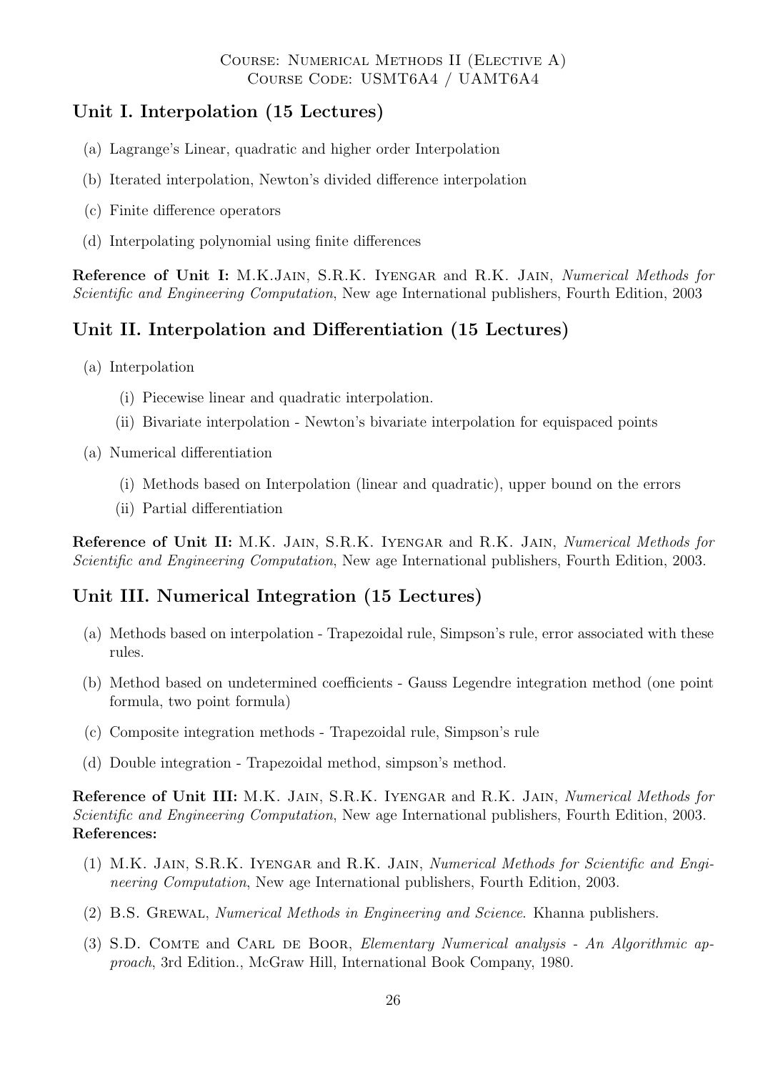Course: Numerical Methods II (Elective A)
Course Code: USMT6A4 / UAMT6A4

## Unit I. Interpolation (15 Lectures)

(a) Lagrange's Linear, quadratic and higher order Interpolation

(b) Iterated interpolation, Newton's divided difference interpolation

(c) Finite difference operators

(d) Interpolating polynomial using finite differences

**Reference of Unit I:** M.K.Jain, S.R.K. Iyengar and R.K. Jain, *Numerical Methods for Scientific and Engineering Computation*, New age International publishers, Fourth Edition, 2003

## Unit II. Interpolation and Differentiation (15 Lectures)

(a) Interpolation

- (i) Piecewise linear and quadratic interpolation.
- (ii) Bivariate interpolation - Newton's bivariate interpolation for equispaced points

(a) Numerical differentiation

- (i) Methods based on Interpolation (linear and quadratic), upper bound on the errors
- (ii) Partial differentiation

**Reference of Unit II:** M.K. Jain, S.R.K. Iyengar and R.K. Jain, *Numerical Methods for Scientific and Engineering Computation*, New age International publishers, Fourth Edition, 2003.

## Unit III. Numerical Integration (15 Lectures)

(a) Methods based on interpolation - Trapezoidal rule, Simpson's rule, error associated with these rules.

(b) Method based on undetermined coefficients - Gauss Legendre integration method (one point formula, two point formula)

(c) Composite integration methods - Trapezoidal rule, Simpson's rule

(d) Double integration - Trapezoidal method, simpson's method.

**Reference of Unit III:** M.K. Jain, S.R.K. Iyengar and R.K. Jain, *Numerical Methods for Scientific and Engineering Computation*, New age International publishers, Fourth Edition, 2003.

**References:**

(1) M.K. Jain, S.R.K. Iyengar and R.K. Jain, *Numerical Methods for Scientific and Engineering Computation*, New age International publishers, Fourth Edition, 2003.

(2) B.S. Grewal, *Numerical Methods in Engineering and Science*. Khanna publishers.

(3) S.D. Comte and Carl de Boor, *Elementary Numerical analysis - An Algorithmic approach*, 3rd Edition., McGraw Hill, International Book Company, 1980.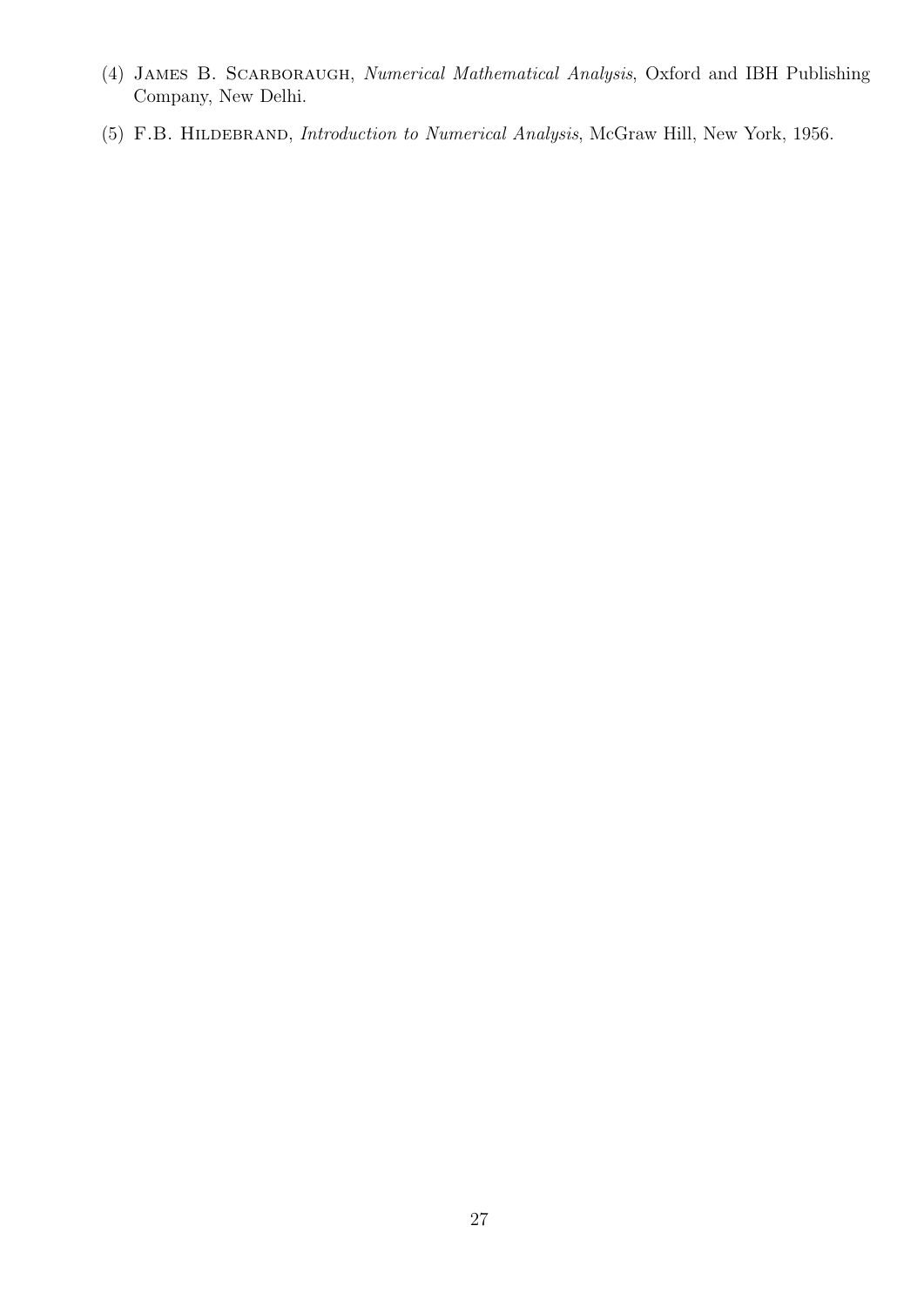(4) James B. Scarboraugh, *Numerical Mathematical Analysis*, Oxford and IBH Publishing Company, New Delhi.

(5) F.B. Hildebrand, *Introduction to Numerical Analysis*, McGraw Hill, New York, 1956.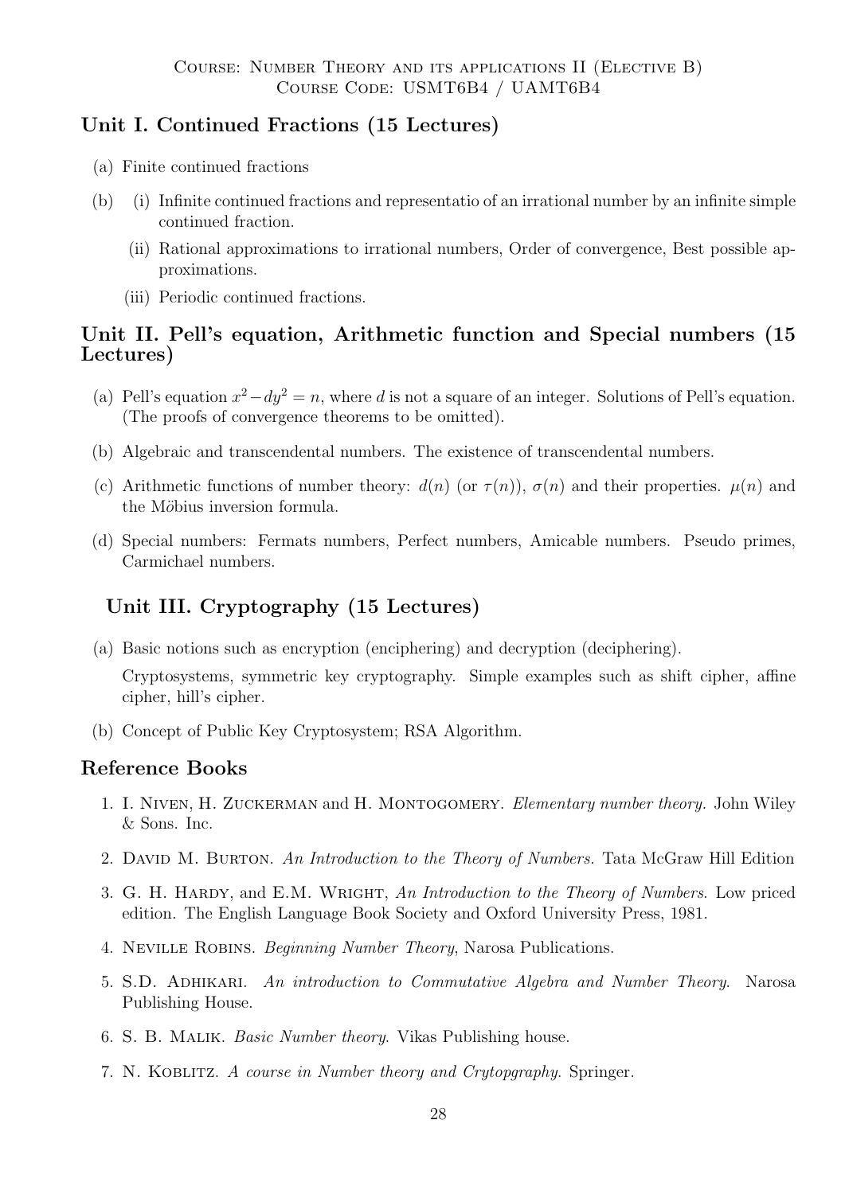Course: Number Theory and its applications II (Elective B)
Course Code: USMT6B4 / UAMT6B4

## Unit I. Continued Fractions (15 Lectures)

(a) Finite continued fractions

(b) (i) Infinite continued fractions and representatio of an irrational number by an infinite simple continued fraction.

(ii) Rational approximations to irrational numbers, Order of convergence, Best possible approximations.

(iii) Periodic continued fractions.

## Unit II. Pell's equation, Arithmetic function and Special numbers (15 Lectures)

(a) Pell's equation $x^2 - dy^2 = n$, where $d$ is not a square of an integer. Solutions of Pell's equation. (The proofs of convergence theorems to be omitted).

(b) Algebraic and transcendental numbers. The existence of transcendental numbers.

(c) Arithmetic functions of number theory: $d(n)$ (or $\tau(n)$), $\sigma(n)$ and their properties. $\mu(n)$ and the Mӧbius inversion formula.

(d) Special numbers: Fermats numbers, Perfect numbers, Amicable numbers. Pseudo primes, Carmichael numbers.

## Unit III. Cryptography (15 Lectures)

(a) Basic notions such as encryption (enciphering) and decryption (deciphering).

Cryptosystems, symmetric key cryptography. Simple examples such as shift cipher, affine cipher, hill's cipher.

(b) Concept of Public Key Cryptosystem; RSA Algorithm.

## Reference Books

1. I. Niven, H. Zuckerman and H. Montogomery. *Elementary number theory.* John Wiley & Sons. Inc.
2. David M. Burton. *An Introduction to the Theory of Numbers.* Tata McGraw Hill Edition
3. G. H. Hardy, and E.M. Wright, *An Introduction to the Theory of Numbers*. Low priced edition. The English Language Book Society and Oxford University Press, 1981.
4. Neville Robins. *Beginning Number Theory*, Narosa Publications.
5. S.D. Adhikari. *An introduction to Commutative Algebra and Number Theory*. Narosa Publishing House.
6. S. B. Malik. *Basic Number theory*. Vikas Publishing house.
7. N. Koblitz. *A course in Number theory and Crytopgraphy*. Springer.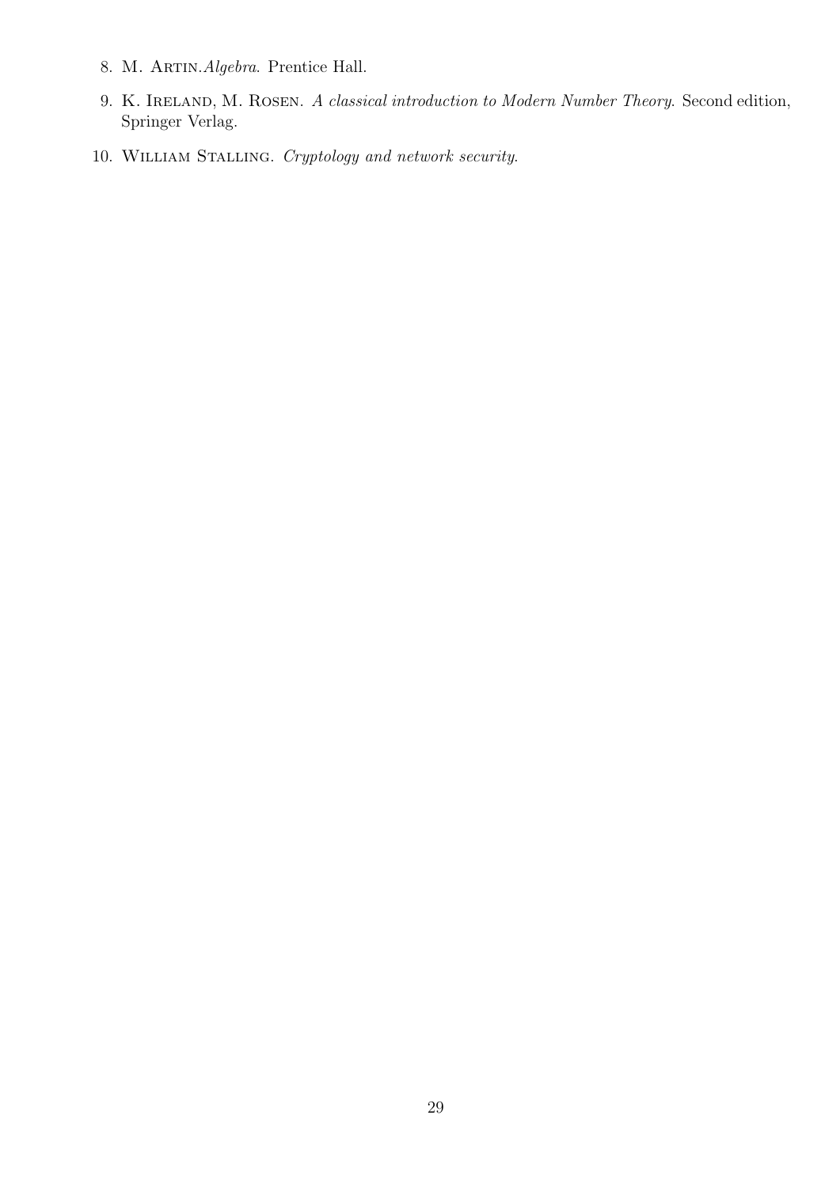8. M. Artin.*Algebra*. Prentice Hall.
9. K. Ireland, M. Rosen. *A classical introduction to Modern Number Theory*. Second edition, Springer Verlag.
10. William Stalling. *Cryptology and network security*.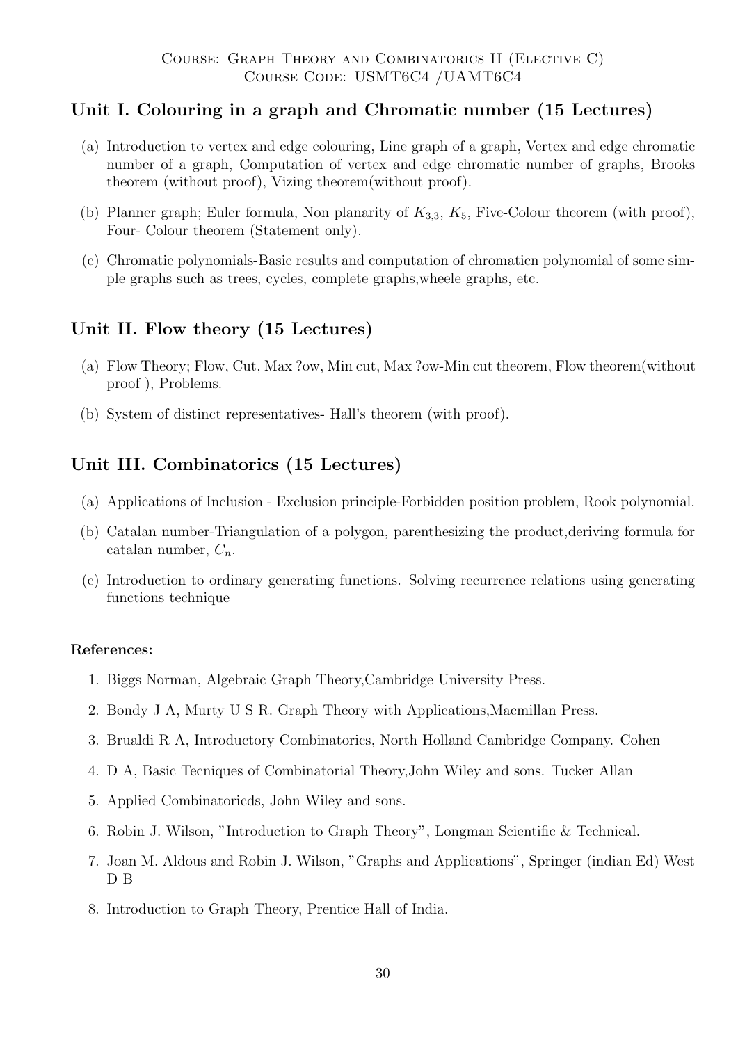Course: Graph Theory and Combinatorics II (Elective C)
Course Code: USMT6C4 /UAMT6C4

## Unit I. Colouring in a graph and Chromatic number (15 Lectures)

(a) Introduction to vertex and edge colouring, Line graph of a graph, Vertex and edge chromatic number of a graph, Computation of vertex and edge chromatic number of graphs, Brooks theorem (without proof), Vizing theorem(without proof).

(b) Planner graph; Euler formula, Non planarity of $K_{3,3}$, $K_5$, Five-Colour theorem (with proof), Four- Colour theorem (Statement only).

(c) Chromatic polynomials-Basic results and computation of chromaticn polynomial of some simple graphs such as trees, cycles, complete graphs,wheele graphs, etc.

## Unit II. Flow theory (15 Lectures)

(a) Flow Theory; Flow, Cut, Max ?ow, Min cut, Max ?ow-Min cut theorem, Flow theorem(without proof ), Problems.

(b) System of distinct representatives- Hall's theorem (with proof).

## Unit III. Combinatorics (15 Lectures)

(a) Applications of Inclusion - Exclusion principle-Forbidden position problem, Rook polynomial.

(b) Catalan number-Triangulation of a polygon, parenthesizing the product,deriving formula for catalan number, $C_n$.

(c) Introduction to ordinary generating functions. Solving recurrence relations using generating functions technique

**References:**

1. Biggs Norman, Algebraic Graph Theory,Cambridge University Press.
2. Bondy J A, Murty U S R. Graph Theory with Applications,Macmillan Press.
3. Brualdi R A, Introductory Combinatorics, North Holland Cambridge Company. Cohen
4. D A, Basic Tecniques of Combinatorial Theory,John Wiley and sons. Tucker Allan
5. Applied Combinatoricds, John Wiley and sons.
6. Robin J. Wilson, "Introduction to Graph Theory", Longman Scientific & Technical.
7. Joan M. Aldous and Robin J. Wilson, "Graphs and Applications", Springer (indian Ed) West D B
8. Introduction to Graph Theory, Prentice Hall of India.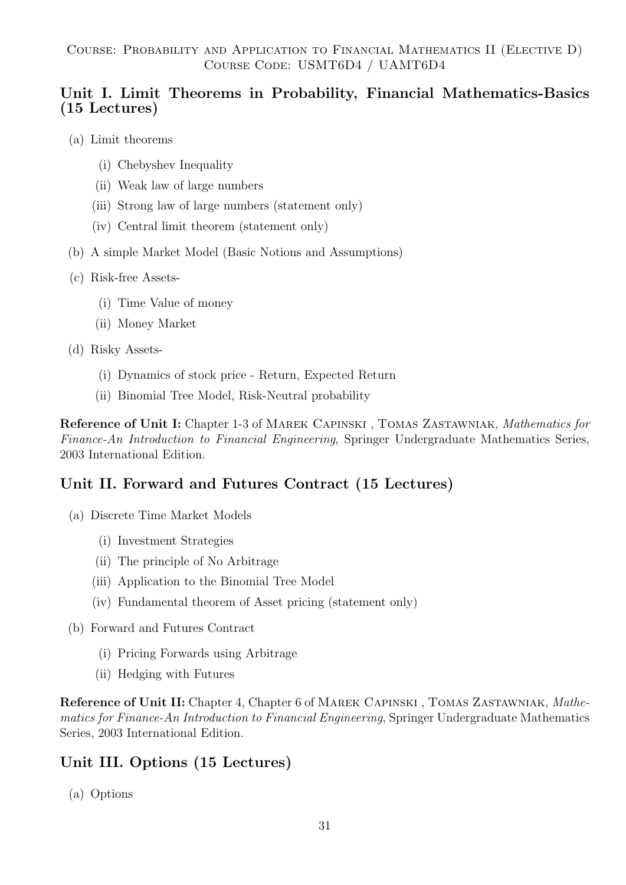Course: Probability and Application to Financial Mathematics II (Elective D)
Course Code: USMT6D4 / UAMT6D4

## Unit I. Limit Theorems in Probability, Financial Mathematics-Basics (15 Lectures)

(a) Limit theorems

   (i) Chebyshev Inequality

   (ii) Weak law of large numbers

   (iii) Strong law of large numbers (statement only)

   (iv) Central limit theorem (statement only)

(b) A simple Market Model (Basic Notions and Assumptions)

(c) Risk-free Assets-

   (i) Time Value of money

   (ii) Money Market

(d) Risky Assets-

   (i) Dynamics of stock price - Return, Expected Return

   (ii) Binomial Tree Model, Risk-Neutral probability

**Reference of Unit I:** Chapter 1-3 of Marek Capinski , Tomas Zastawniak, *Mathematics for Finance-An Introduction to Financial Engineering*, Springer Undergraduate Mathematics Series, 2003 International Edition.

## Unit II. Forward and Futures Contract (15 Lectures)

(a) Discrete Time Market Models

   (i) Investment Strategies

   (ii) The principle of No Arbitrage

   (iii) Application to the Binomial Tree Model

   (iv) Fundamental theorem of Asset pricing (statement only)

(b) Forward and Futures Contract

   (i) Pricing Forwards using Arbitrage

   (ii) Hedging with Futures

**Reference of Unit II:** Chapter 4, Chapter 6 of Marek Capinski , Tomas Zastawniak, *Mathematics for Finance-An Introduction to Financial Engineering*, Springer Undergraduate Mathematics Series, 2003 International Edition.

## Unit III. Options (15 Lectures)

(a) Options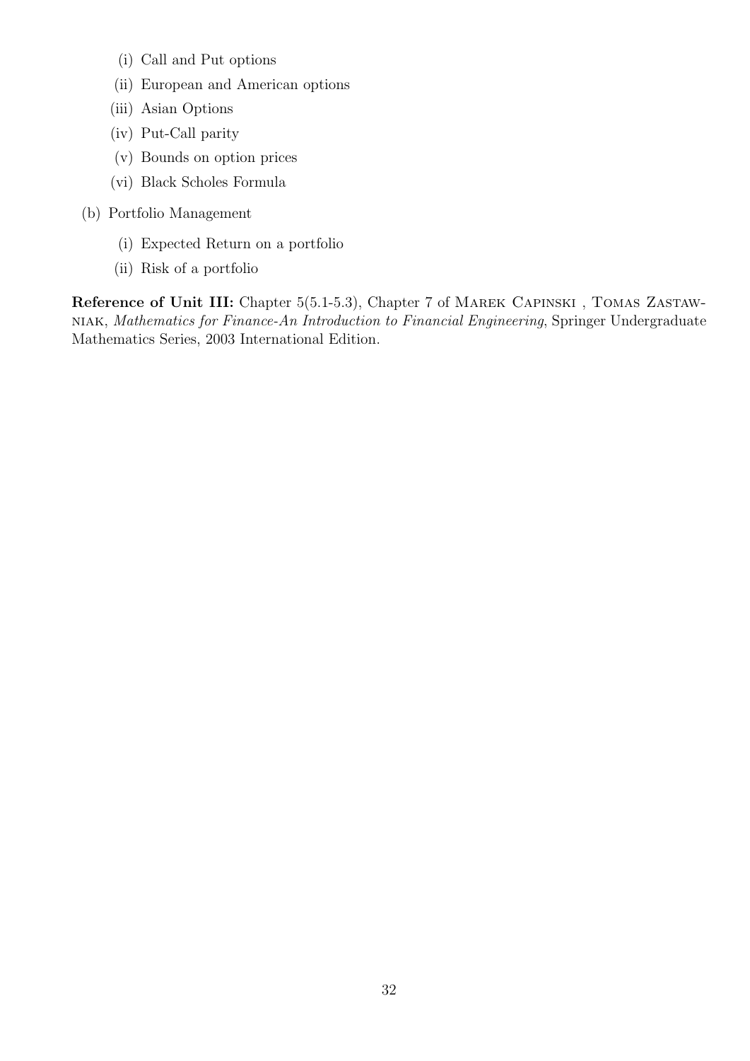(i) Call and Put options
  (ii) European and American options
  (iii) Asian Options
  (iv) Put-Call parity
  (v) Bounds on option prices
  (vi) Black Scholes Formula

(b) Portfolio Management

  (i) Expected Return on a portfolio
  (ii) Risk of a portfolio

**Reference of Unit III:** Chapter 5(5.1-5.3), Chapter 7 of Marek Capinski , Tomas Zastawniak, *Mathematics for Finance-An Introduction to Financial Engineering*, Springer Undergraduate Mathematics Series, 2003 International Edition.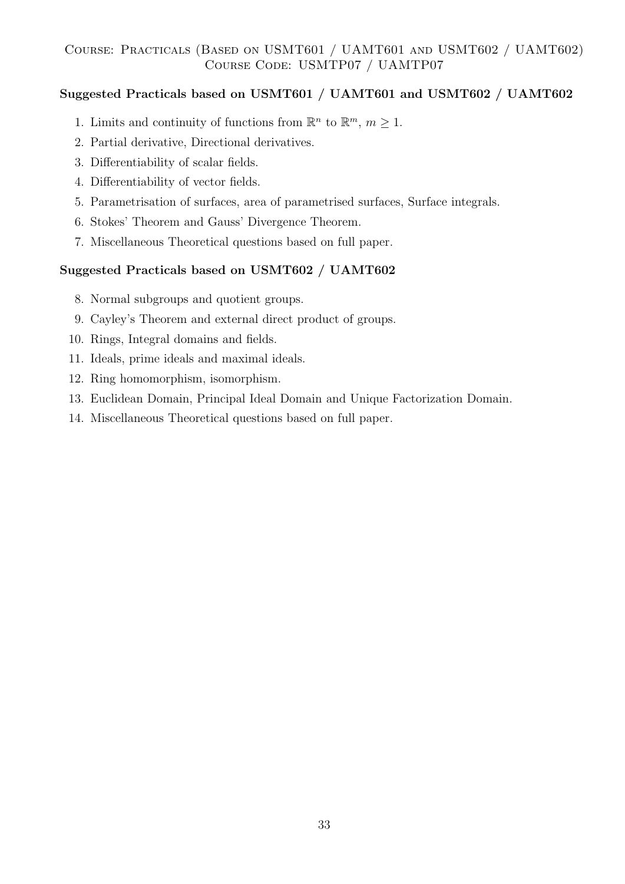Course: Practicals (Based on USMT601 / UAMT601 and USMT602 / UAMT602)
Course Code: USMTP07 / UAMTP07

**Suggested Practicals based on USMT601 / UAMT601 and USMT602 / UAMT602**

1. Limits and continuity of functions from $\mathbb{R}^n$ to $\mathbb{R}^m$, $m \geq 1$.
2. Partial derivative, Directional derivatives.
3. Differentiability of scalar fields.
4. Differentiability of vector fields.
5. Parametrisation of surfaces, area of parametrised surfaces, Surface integrals.
6. Stokes' Theorem and Gauss' Divergence Theorem.
7. Miscellaneous Theoretical questions based on full paper.

**Suggested Practicals based on USMT602 / UAMT602**

8. Normal subgroups and quotient groups.
9. Cayley's Theorem and external direct product of groups.
10. Rings, Integral domains and fields.
11. Ideals, prime ideals and maximal ideals.
12. Ring homomorphism, isomorphism.
13. Euclidean Domain, Principal Ideal Domain and Unique Factorization Domain.
14. Miscellaneous Theoretical questions based on full paper.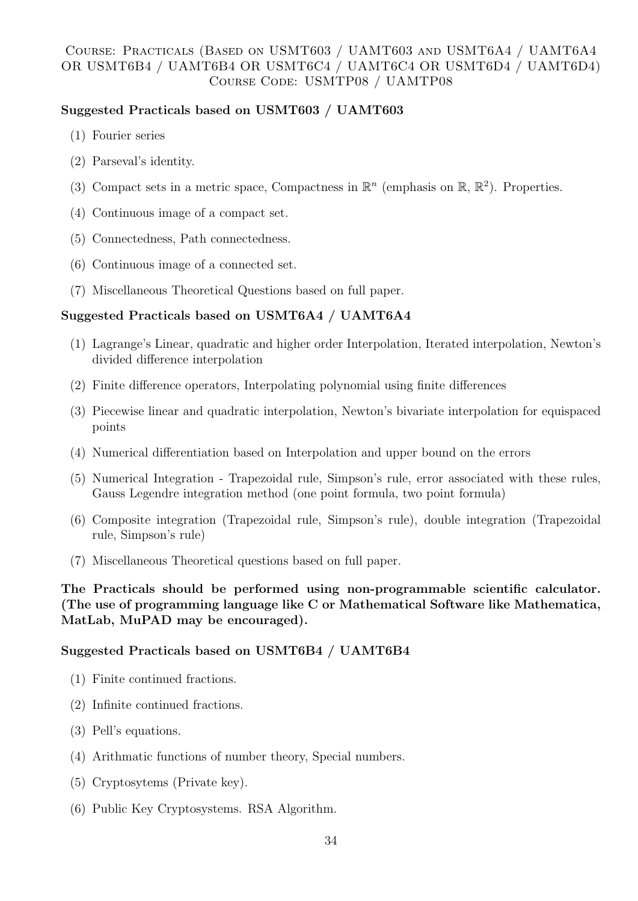# Course: Practicals (Based on USMT603 / UAMT603 and USMT6A4 / UAMT6A4 OR USMT6B4 / UAMT6B4 OR USMT6C4 / UAMT6C4 OR USMT6D4 / UAMT6D4)
## Course Code: USMTP08 / UAMTP08

**Suggested Practicals based on USMT603 / UAMT603**

(1) Fourier series

(2) Parseval's identity.

(3) Compact sets in a metric space, Compactness in $\mathbb{R}^n$ (emphasis on $\mathbb{R}$, $\mathbb{R}^2$). Properties.

(4) Continuous image of a compact set.

(5) Connectedness, Path connectedness.

(6) Continuous image of a connected set.

(7) Miscellaneous Theoretical Questions based on full paper.

**Suggested Practicals based on USMT6A4 / UAMT6A4**

(1) Lagrange's Linear, quadratic and higher order Interpolation, Iterated interpolation, Newton's divided difference interpolation

(2) Finite difference operators, Interpolating polynomial using finite differences

(3) Piecewise linear and quadratic interpolation, Newton's bivariate interpolation for equispaced points

(4) Numerical differentiation based on Interpolation and upper bound on the errors

(5) Numerical Integration - Trapezoidal rule, Simpson's rule, error associated with these rules, Gauss Legendre integration method (one point formula, two point formula)

(6) Composite integration (Trapezoidal rule, Simpson's rule), double integration (Trapezoidal rule, Simpson's rule)

(7) Miscellaneous Theoretical questions based on full paper.

**The Practicals should be performed using non-programmable scientific calculator. (The use of programming language like C or Mathematical Software like Mathematica, MatLab, MuPAD may be encouraged).**

**Suggested Practicals based on USMT6B4 / UAMT6B4**

(1) Finite continued fractions.

(2) Infinite continued fractions.

(3) Pell's equations.

(4) Arithmatic functions of number theory, Special numbers.

(5) Cryptosytems (Private key).

(6) Public Key Cryptosystems. RSA Algorithm.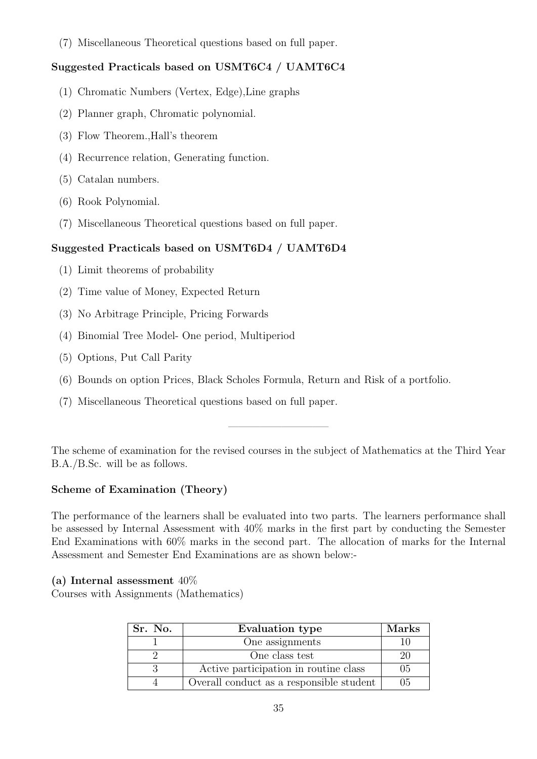(7) Miscellaneous Theoretical questions based on full paper.

**Suggested Practicals based on USMT6C4 / UAMT6C4**

(1) Chromatic Numbers (Vertex, Edge),Line graphs

(2) Planner graph, Chromatic polynomial.

(3) Flow Theorem.,Hall's theorem

(4) Recurrence relation, Generating function.

(5) Catalan numbers.

(6) Rook Polynomial.

(7) Miscellaneous Theoretical questions based on full paper.

**Suggested Practicals based on USMT6D4 / UAMT6D4**

(1) Limit theorems of probability

(2) Time value of Money, Expected Return

(3) No Arbitrage Principle, Pricing Forwards

(4) Binomial Tree Model- One period, Multiperiod

(5) Options, Put Call Parity

(6) Bounds on option Prices, Black Scholes Formula, Return and Risk of a portfolio.

(7) Miscellaneous Theoretical questions based on full paper.

---

The scheme of examination for the revised courses in the subject of Mathematics at the Third Year B.A./B.Sc. will be as follows.

**Scheme of Examination (Theory)**

The performance of the learners shall be evaluated into two parts. The learners performance shall be assessed by Internal Assessment with 40% marks in the first part by conducting the Semester End Examinations with 60% marks in the second part. The allocation of marks for the Internal Assessment and Semester End Examinations are as shown below:-

**(a) Internal assessment** 40%
Courses with Assignments (Mathematics)

| Sr. No. | Evaluation type | Marks |
|---|---|---|
| 1 | One assignments | 10 |
| 2 | One class test | 20 |
| 3 | Active participation in routine class | 05 |
| 4 | Overall conduct as a responsible student | 05 |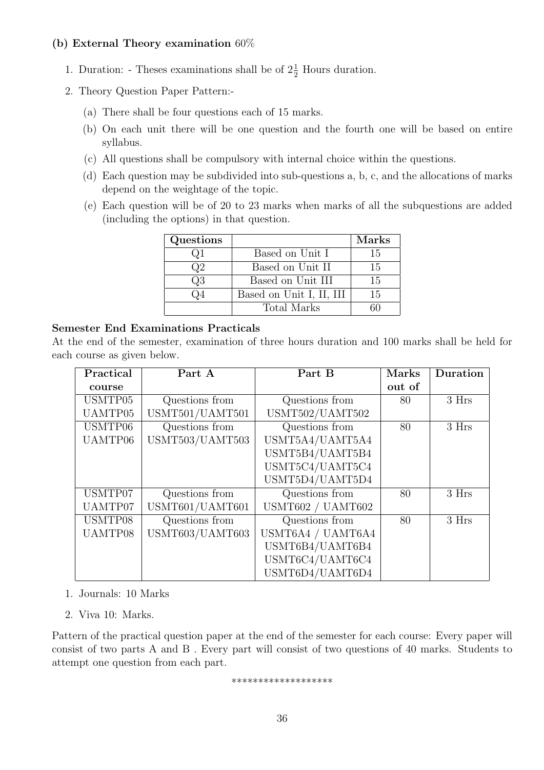**(b) External Theory examination** 60%

1. Duration: - Theses examinations shall be of $2\frac{1}{2}$ Hours duration.
2. Theory Question Paper Pattern:-
   (a) There shall be four questions each of 15 marks.
   (b) On each unit there will be one question and the fourth one will be based on entire syllabus.
   (c) All questions shall be compulsory with internal choice within the questions.
   (d) Each question may be subdivided into sub-questions a, b, c, and the allocations of marks depend on the weightage of the topic.
   (e) Each question will be of 20 to 23 marks when marks of all the subquestions are added (including the options) in that question.

| Questions | | Marks |
|---|---|---|
| Q1 | Based on Unit I | 15 |
| Q2 | Based on Unit II | 15 |
| Q3 | Based on Unit III | 15 |
| Q4 | Based on Unit I, II, III | 15 |
| | Total Marks | 60 |

**Semester End Examinations Practicals**

At the end of the semester, examination of three hours duration and 100 marks shall be held for each course as given below.

| Practical course | Part A | Part B | Marks out of | Duration |
|---|---|---|---|---|
| USMTP05 UAMTP05 | Questions from USMT501/UAMT501 | Questions from USMT502/UAMT502 | 80 | 3 Hrs |
| USMTP06 UAMTP06 | Questions from USMT503/UAMT503 | Questions from USMT5A4/UAMT5A4 USMT5B4/UAMT5B4 USMT5C4/UAMT5C4 USMT5D4/UAMT5D4 | 80 | 3 Hrs |
| USMTP07 UAMTP07 | Questions from USMT601/UAMT601 | Questions from USMT602 / UAMT602 | 80 | 3 Hrs |
| USMTP08 UAMTP08 | Questions from USMT603/UAMT603 | Questions from USMT6A4 / UAMT6A4 USMT6B4/UAMT6B4 USMT6C4/UAMT6C4 USMT6D4/UAMT6D4 | 80 | 3 Hrs |

1. Journals: 10 Marks
2. Viva 10: Marks.

Pattern of the practical question paper at the end of the semester for each course: Every paper will consist of two parts A and B . Every part will consist of two questions of 40 marks. Students to attempt one question from each part.

*******************